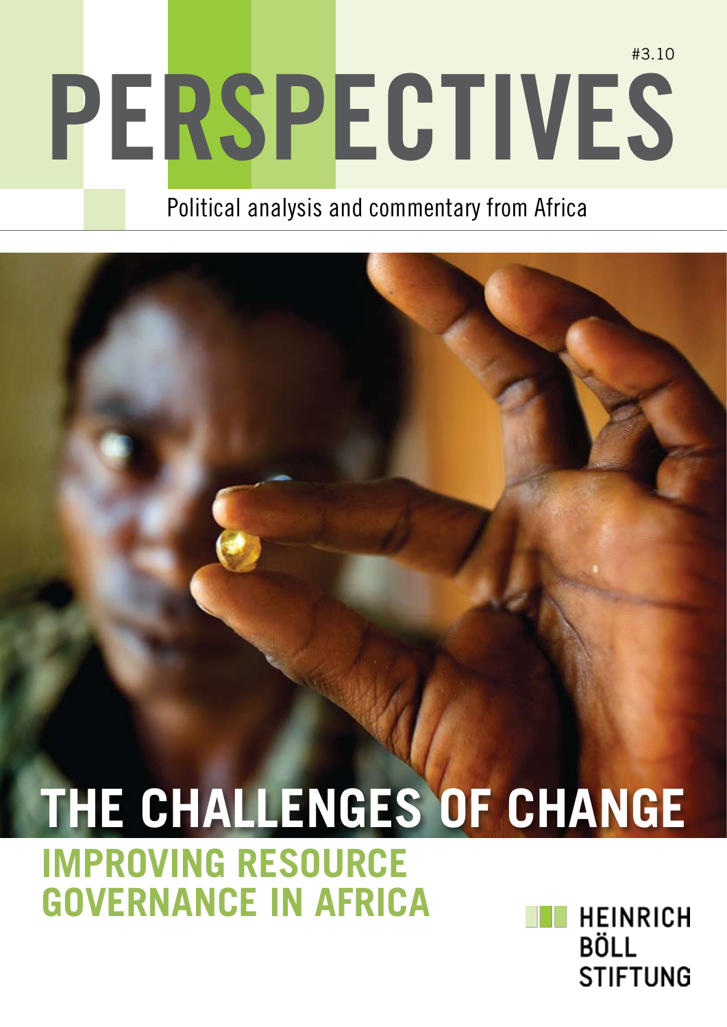#3.10

# PERSPECTIVES

Political analysis and commentary from Africa

# THE CHALLENGES OF CHANGE

## IMPROVING RESOURCE GOVERNANCE IN AFRICA

HEINRICH BÖLL STIFTUNG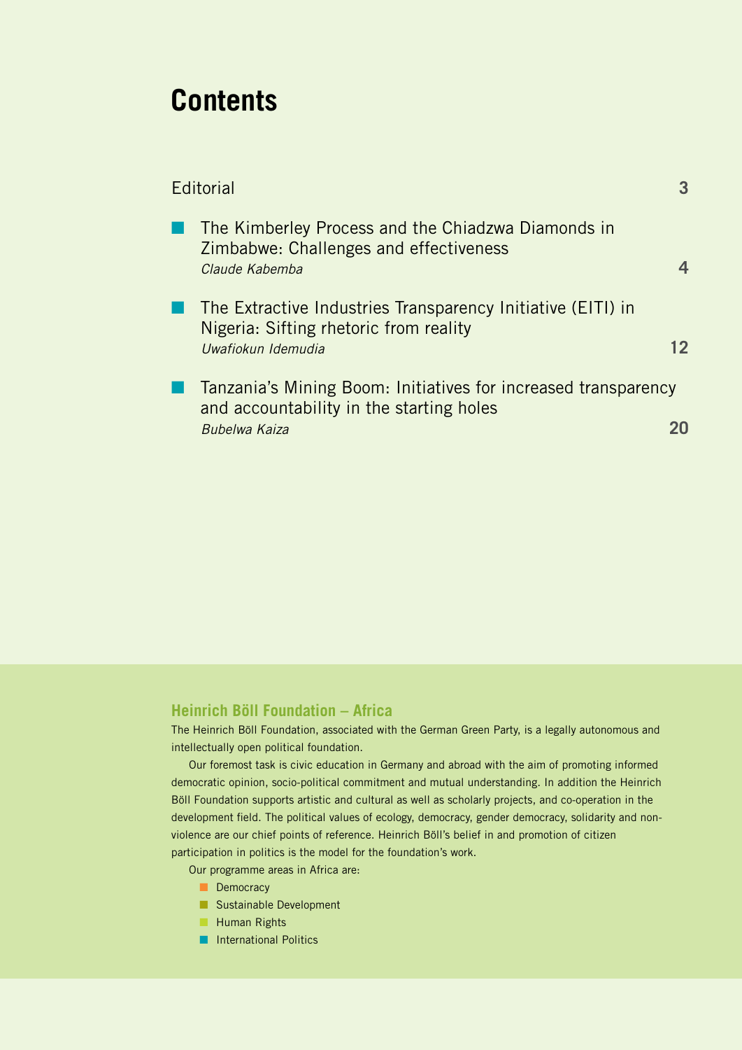# Contents

Editorial 3

- The Kimberley Process and the Chiadzwa Diamonds in Zimbabwe: Challenges and effectiveness
  *Claude Kabemba* 4

- The Extractive Industries Transparency Initiative (EITI) in Nigeria: Sifting rhetoric from reality
  *Uwafiokun Idemudia* 12

- Tanzania's Mining Boom: Initiatives for increased transparency and accountability in the starting holes
  *Bubelwa Kaiza* 20

## Heinrich Böll Foundation – Africa

The Heinrich Böll Foundation, associated with the German Green Party, is a legally autonomous and intellectually open political foundation.

Our foremost task is civic education in Germany and abroad with the aim of promoting informed democratic opinion, socio-political commitment and mutual understanding. In addition the Heinrich Böll Foundation supports artistic and cultural as well as scholarly projects, and co-operation in the development field. The political values of ecology, democracy, gender democracy, solidarity and non-violence are our chief points of reference. Heinrich Böll's belief in and promotion of citizen participation in politics is the model for the foundation's work.

Our programme areas in Africa are:

- Democracy
- Sustainable Development
- Human Rights
- International Politics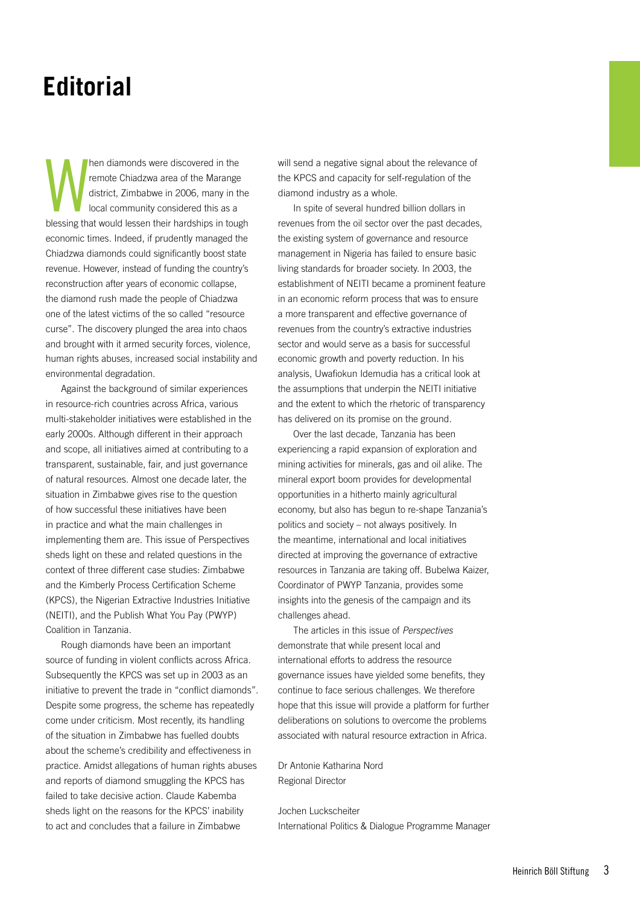# Editorial

When diamonds were discovered in the remote Chiadzwa area of the Marange district, Zimbabwe in 2006, many in the local community considered this as a blessing that would lessen their hardships in tough economic times. Indeed, if prudently managed the Chiadzwa diamonds could significantly boost state revenue. However, instead of funding the country's reconstruction after years of economic collapse, the diamond rush made the people of Chiadzwa one of the latest victims of the so called "resource curse". The discovery plunged the area into chaos and brought with it armed security forces, violence, human rights abuses, increased social instability and environmental degradation.

Against the background of similar experiences in resource-rich countries across Africa, various multi-stakeholder initiatives were established in the early 2000s. Although different in their approach and scope, all initiatives aimed at contributing to a transparent, sustainable, fair, and just governance of natural resources. Almost one decade later, the situation in Zimbabwe gives rise to the question of how successful these initiatives have been in practice and what the main challenges in implementing them are. This issue of Perspectives sheds light on these and related questions in the context of three different case studies: Zimbabwe and the Kimberly Process Certification Scheme (KPCS), the Nigerian Extractive Industries Initiative (NEITI), and the Publish What You Pay (PWYP) Coalition in Tanzania.

Rough diamonds have been an important source of funding in violent conflicts across Africa. Subsequently the KPCS was set up in 2003 as an initiative to prevent the trade in "conflict diamonds". Despite some progress, the scheme has repeatedly come under criticism. Most recently, its handling of the situation in Zimbabwe has fuelled doubts about the scheme's credibility and effectiveness in practice. Amidst allegations of human rights abuses and reports of diamond smuggling the KPCS has failed to take decisive action. Claude Kabemba sheds light on the reasons for the KPCS' inability to act and concludes that a failure in Zimbabwe will send a negative signal about the relevance of the KPCS and capacity for self-regulation of the diamond industry as a whole.

In spite of several hundred billion dollars in revenues from the oil sector over the past decades, the existing system of governance and resource management in Nigeria has failed to ensure basic living standards for broader society. In 2003, the establishment of NEITI became a prominent feature in an economic reform process that was to ensure a more transparent and effective governance of revenues from the country's extractive industries sector and would serve as a basis for successful economic growth and poverty reduction. In his analysis, Uwafiokun Idemudia has a critical look at the assumptions that underpin the NEITI initiative and the extent to which the rhetoric of transparency has delivered on its promise on the ground.

Over the last decade, Tanzania has been experiencing a rapid expansion of exploration and mining activities for minerals, gas and oil alike. The mineral export boom provides for developmental opportunities in a hitherto mainly agricultural economy, but also has begun to re-shape Tanzania's politics and society – not always positively. In the meantime, international and local initiatives directed at improving the governance of extractive resources in Tanzania are taking off. Bubelwa Kaizer, Coordinator of PWYP Tanzania, provides some insights into the genesis of the campaign and its challenges ahead.

The articles in this issue of *Perspectives* demonstrate that while present local and international efforts to address the resource governance issues have yielded some benefits, they continue to face serious challenges. We therefore hope that this issue will provide a platform for further deliberations on solutions to overcome the problems associated with natural resource extraction in Africa.

Dr Antonie Katharina Nord
Regional Director

Jochen Luckscheiter
International Politics & Dialogue Programme Manager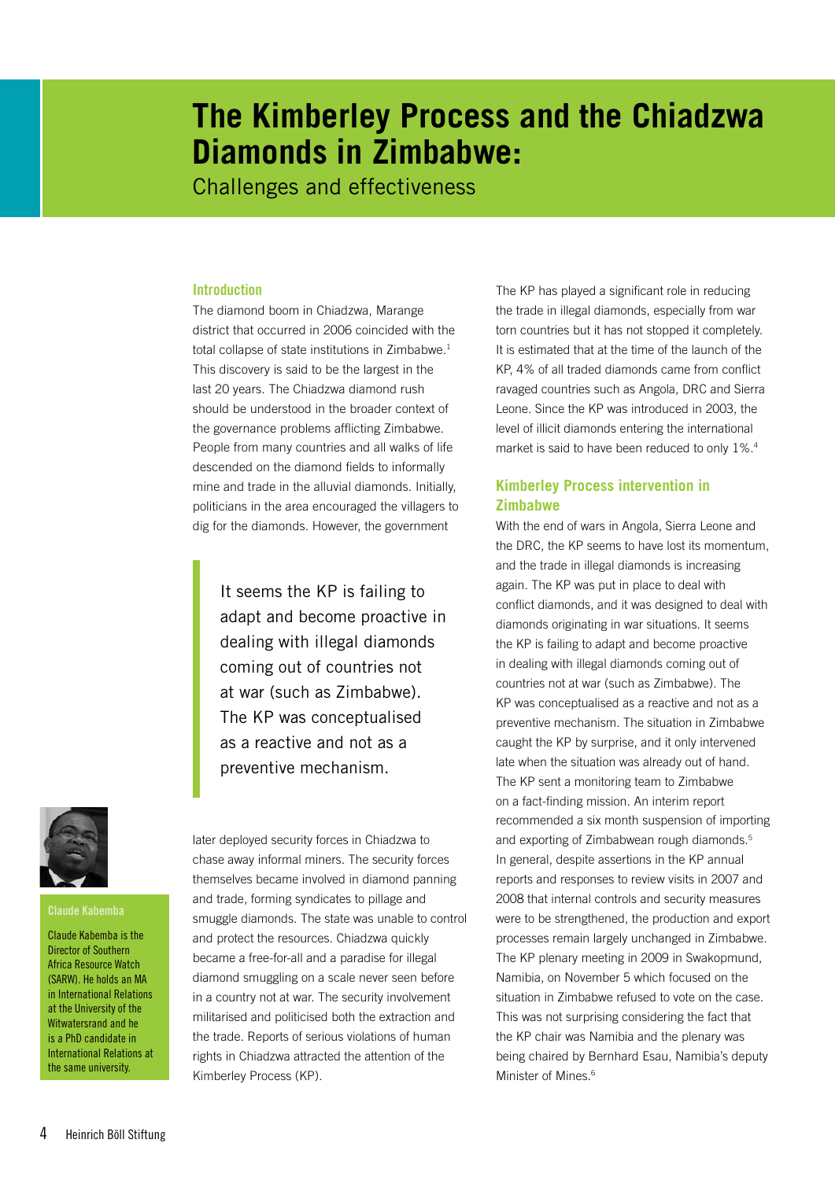# The Kimberley Process and the Chiadzwa Diamonds in Zimbabwe:

Challenges and effectiveness

## Introduction

The diamond boom in Chiadzwa, Marange district that occurred in 2006 coincided with the total collapse of state institutions in Zimbabwe.[1] This discovery is said to be the largest in the last 20 years. The Chiadzwa diamond rush should be understood in the broader context of the governance problems afflicting Zimbabwe. People from many countries and all walks of life descended on the diamond fields to informally mine and trade in the alluvial diamonds. Initially, politicians in the area encouraged the villagers to dig for the diamonds. However, the government later deployed security forces in Chiadzwa to chase away informal miners. The security forces themselves became involved in diamond panning and trade, forming syndicates to pillage and smuggle diamonds. The state was unable to control and protect the resources. Chiadzwa quickly became a free-for-all and a paradise for illegal diamond smuggling on a scale never seen before in a country not at war. The security involvement militarised and politicised both the extraction and the trade. Reports of serious violations of human rights in Chiadzwa attracted the attention of the Kimberley Process (KP).

> It seems the KP is failing to adapt and become proactive in dealing with illegal diamonds coming out of countries not at war (such as Zimbabwe). The KP was conceptualised as a reactive and not as a preventive mechanism.

**Claude Kabemba**

Claude Kabemba is the Director of Southern Africa Resource Watch (SARW). He holds an MA in International Relations at the University of the Witwatersrand and he is a PhD candidate in International Relations at the same university.

The KP has played a significant role in reducing the trade in illegal diamonds, especially from war torn countries but it has not stopped it completely. It is estimated that at the time of the launch of the KP, 4% of all traded diamonds came from conflict ravaged countries such as Angola, DRC and Sierra Leone. Since the KP was introduced in 2003, the level of illicit diamonds entering the international market is said to have been reduced to only 1%.[4]

## Kimberley Process intervention in Zimbabwe

With the end of wars in Angola, Sierra Leone and the DRC, the KP seems to have lost its momentum, and the trade in illegal diamonds is increasing again. The KP was put in place to deal with conflict diamonds, and it was designed to deal with diamonds originating in war situations. It seems the KP is failing to adapt and become proactive in dealing with illegal diamonds coming out of countries not at war (such as Zimbabwe). The KP was conceptualised as a reactive and not as a preventive mechanism. The situation in Zimbabwe caught the KP by surprise, and it only intervened late when the situation was already out of hand. The KP sent a monitoring team to Zimbabwe on a fact-finding mission. An interim report recommended a six month suspension of importing and exporting of Zimbabwean rough diamonds.[5] In general, despite assertions in the KP annual reports and responses to review visits in 2007 and 2008 that internal controls and security measures were to be strengthened, the production and export processes remain largely unchanged in Zimbabwe. The KP plenary meeting in 2009 in Swakopmund, Namibia, on November 5 which focused on the situation in Zimbabwe refused to vote on the case. This was not surprising considering the fact that the KP chair was Namibia and the plenary was being chaired by Bernhard Esau, Namibia's deputy Minister of Mines.[6]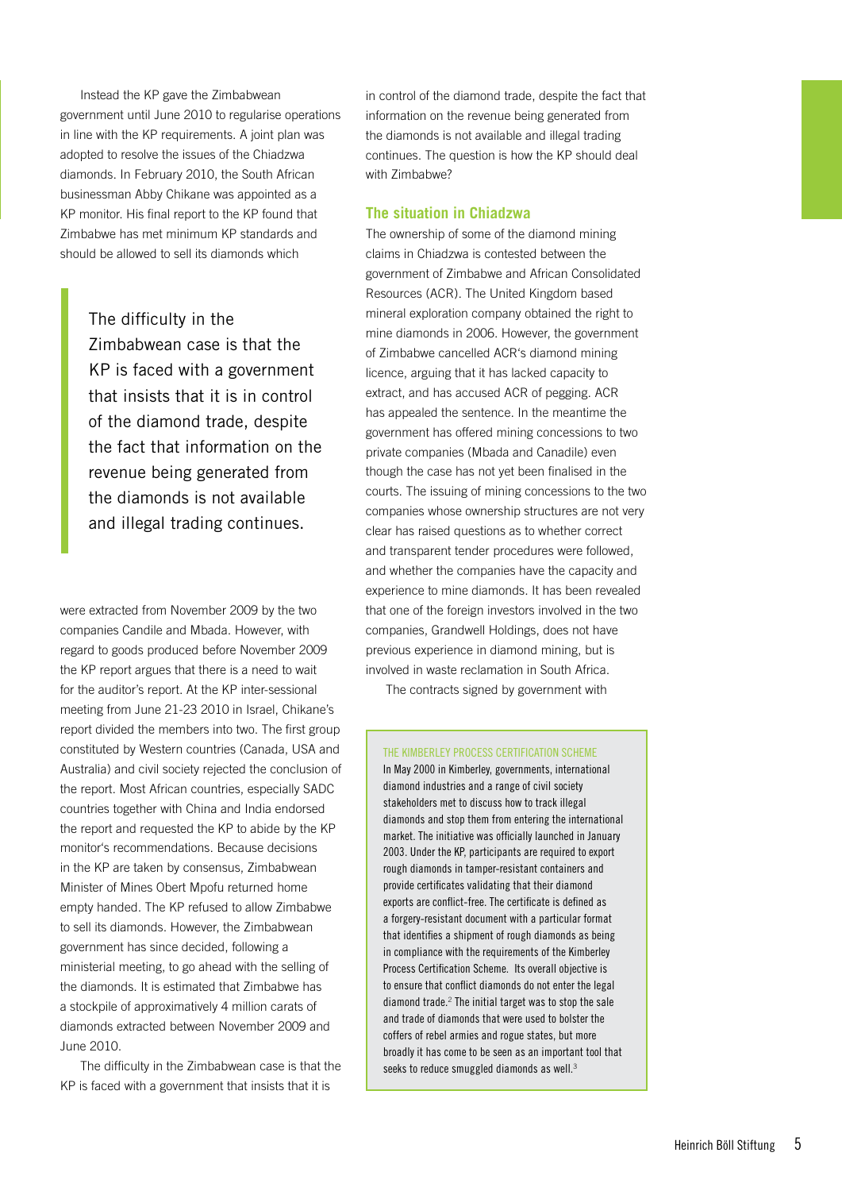Instead the KP gave the Zimbabwean government until June 2010 to regularise operations in line with the KP requirements. A joint plan was adopted to resolve the issues of the Chiadzwa diamonds. In February 2010, the South African businessman Abby Chikane was appointed as a KP monitor. His final report to the KP found that Zimbabwe has met minimum KP standards and should be allowed to sell its diamonds which were extracted from November 2009 by the two companies Candile and Mbada. However, with regard to goods produced before November 2009 the KP report argues that there is a need to wait for the auditor's report. At the KP inter-sessional meeting from June 21-23 2010 in Israel, Chikane's report divided the members into two. The first group constituted by Western countries (Canada, USA and Australia) and civil society rejected the conclusion of the report. Most African countries, especially SADC countries together with China and India endorsed the report and requested the KP to abide by the KP monitor's recommendations. Because decisions in the KP are taken by consensus, Zimbabwean Minister of Mines Obert Mpofu returned home empty handed. The KP refused to allow Zimbabwe to sell its diamonds. However, the Zimbabwean government has since decided, following a ministerial meeting, to go ahead with the selling of the diamonds. It is estimated that Zimbabwe has a stockpile of approximatively 4 million carats of diamonds extracted between November 2009 and June 2010.

> The difficulty in the Zimbabwean case is that the KP is faced with a government that insists that it is in control of the diamond trade, despite the fact that information on the revenue being generated from the diamonds is not available and illegal trading continues.

The difficulty in the Zimbabwean case is that the KP is faced with a government that insists that it is in control of the diamond trade, despite the fact that information on the revenue being generated from the diamonds is not available and illegal trading continues. The question is how the KP should deal with Zimbabwe?

## The situation in Chiadzwa

The ownership of some of the diamond mining claims in Chiadzwa is contested between the government of Zimbabwe and African Consolidated Resources (ACR). The United Kingdom based mineral exploration company obtained the right to mine diamonds in 2006. However, the government of Zimbabwe cancelled ACR's diamond mining licence, arguing that it has lacked capacity to extract, and has accused ACR of pegging. ACR has appealed the sentence. In the meantime the government has offered mining concessions to two private companies (Mbada and Canadile) even though the case has not yet been finalised in the courts. The issuing of mining concessions to the two companies whose ownership structures are not very clear has raised questions as to whether correct and transparent tender procedures were followed, and whether the companies have the capacity and experience to mine diamonds. It has been revealed that one of the foreign investors involved in the two companies, Grandwell Holdings, does not have previous experience in diamond mining, but is involved in waste reclamation in South Africa.

The contracts signed by government with

---

**THE KIMBERLEY PROCESS CERTIFICATION SCHEME**

In May 2000 in Kimberley, governments, international diamond industries and a range of civil society stakeholders met to discuss how to track illegal diamonds and stop them from entering the international market. The initiative was officially launched in January 2003. Under the KP, participants are required to export rough diamonds in tamper-resistant containers and provide certificates validating that their diamond exports are conflict-free. The certificate is defined as a forgery-resistant document with a particular format that identifies a shipment of rough diamonds as being in compliance with the requirements of the Kimberley Process Certification Scheme. Its overall objective is to ensure that conflict diamonds do not enter the legal diamond trade.[2] The initial target was to stop the sale and trade of diamonds that were used to bolster the coffers of rebel armies and rogue states, but more broadly it has come to be seen as an important tool that seeks to reduce smuggled diamonds as well.[3]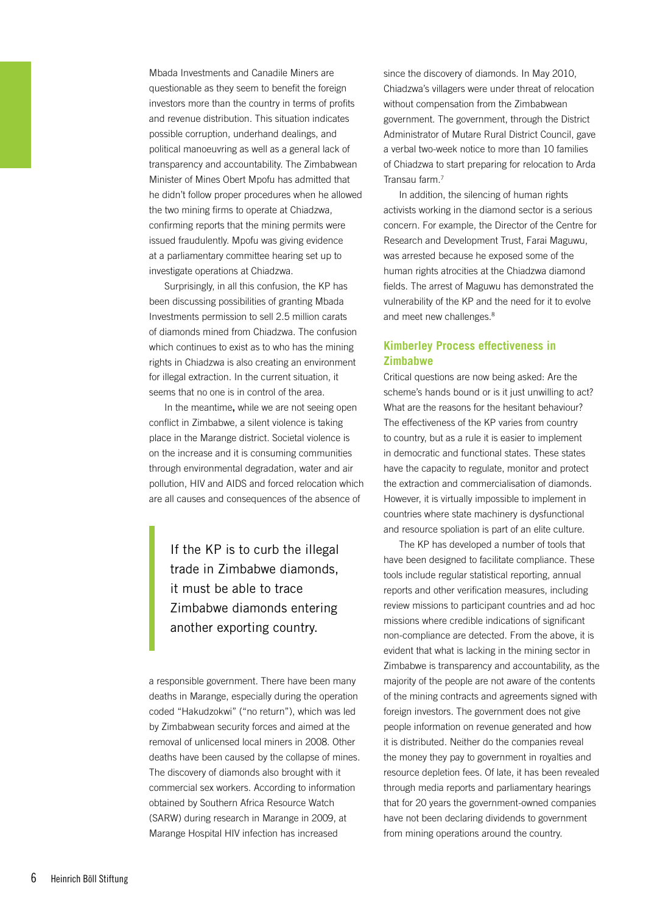Mbada Investments and Canadile Miners are questionable as they seem to benefit the foreign investors more than the country in terms of profits and revenue distribution. This situation indicates possible corruption, underhand dealings, and political manoeuvring as well as a general lack of transparency and accountability. The Zimbabwean Minister of Mines Obert Mpofu has admitted that he didn't follow proper procedures when he allowed the two mining firms to operate at Chiadzwa, confirming reports that the mining permits were issued fraudulently. Mpofu was giving evidence at a parliamentary committee hearing set up to investigate operations at Chiadzwa.

Surprisingly, in all this confusion, the KP has been discussing possibilities of granting Mbada Investments permission to sell 2.5 million carats of diamonds mined from Chiadzwa. The confusion which continues to exist as to who has the mining rights in Chiadzwa is also creating an environment for illegal extraction. In the current situation, it seems that no one is in control of the area.

In the meantime**,** while we are not seeing open conflict in Zimbabwe, a silent violence is taking place in the Marange district. Societal violence is on the increase and it is consuming communities through environmental degradation, water and air pollution, HIV and AIDS and forced relocation which are all causes and consequences of the absence of a responsible government. There have been many deaths in Marange, especially during the operation coded "Hakudzokwi" ("no return"), which was led by Zimbabwean security forces and aimed at the removal of unlicensed local miners in 2008. Other deaths have been caused by the collapse of mines. The discovery of diamonds also brought with it commercial sex workers. According to information obtained by Southern Africa Resource Watch (SARW) during research in Marange in 2009, at Marange Hospital HIV infection has increased since the discovery of diamonds. In May 2010, Chiadzwa's villagers were under threat of relocation without compensation from the Zimbabwean government. The government, through the District Administrator of Mutare Rural District Council, gave a verbal two-week notice to more than 10 families of Chiadzwa to start preparing for relocation to Arda Transau farm.[7]

> If the KP is to curb the illegal trade in Zimbabwe diamonds, it must be able to trace Zimbabwe diamonds entering another exporting country.

In addition, the silencing of human rights activists working in the diamond sector is a serious concern. For example, the Director of the Centre for Research and Development Trust, Farai Maguwu, was arrested because he exposed some of the human rights atrocities at the Chiadzwa diamond fields. The arrest of Maguwu has demonstrated the vulnerability of the KP and the need for it to evolve and meet new challenges.[8]

## Kimberley Process effectiveness in Zimbabwe

Critical questions are now being asked: Are the scheme's hands bound or is it just unwilling to act? What are the reasons for the hesitant behaviour? The effectiveness of the KP varies from country to country, but as a rule it is easier to implement in democratic and functional states. These states have the capacity to regulate, monitor and protect the extraction and commercialisation of diamonds. However, it is virtually impossible to implement in countries where state machinery is dysfunctional and resource spoliation is part of an elite culture.

The KP has developed a number of tools that have been designed to facilitate compliance. These tools include regular statistical reporting, annual reports and other verification measures, including review missions to participant countries and ad hoc missions where credible indications of significant non-compliance are detected. From the above, it is evident that what is lacking in the mining sector in Zimbabwe is transparency and accountability, as the majority of the people are not aware of the contents of the mining contracts and agreements signed with foreign investors. The government does not give people information on revenue generated and how it is distributed. Neither do the companies reveal the money they pay to government in royalties and resource depletion fees. Of late, it has been revealed through media reports and parliamentary hearings that for 20 years the government-owned companies have not been declaring dividends to government from mining operations around the country.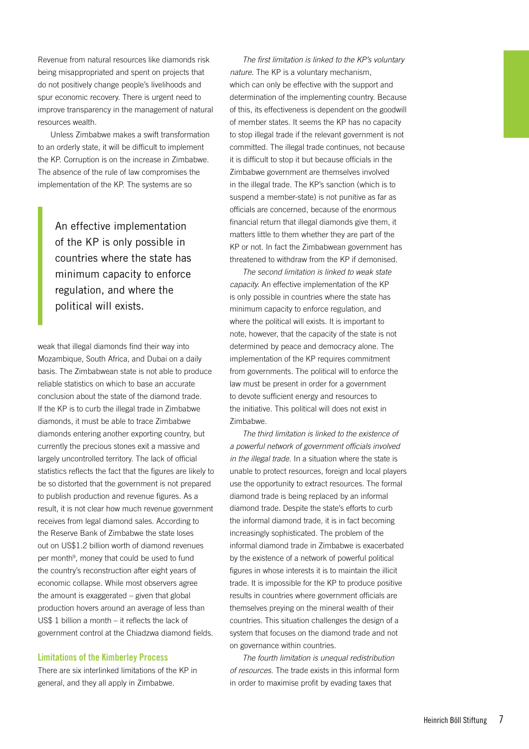Revenue from natural resources like diamonds risk being misappropriated and spent on projects that do not positively change people's livelihoods and spur economic recovery. There is urgent need to improve transparency in the management of natural resources wealth.

Unless Zimbabwe makes a swift transformation to an orderly state, it will be difficult to implement the KP. Corruption is on the increase in Zimbabwe. The absence of the rule of law compromises the implementation of the KP. The systems are so weak that illegal diamonds find their way into Mozambique, South Africa, and Dubai on a daily basis. The Zimbabwean state is not able to produce reliable statistics on which to base an accurate conclusion about the state of the diamond trade. If the KP is to curb the illegal trade in Zimbabwe diamonds, it must be able to trace Zimbabwe diamonds entering another exporting country, but currently the precious stones exit a massive and largely uncontrolled territory. The lack of official statistics reflects the fact that the figures are likely to be so distorted that the government is not prepared to publish production and revenue figures. As a result, it is not clear how much revenue government receives from legal diamond sales. According to the Reserve Bank of Zimbabwe the state loses out on US$1.2 billion worth of diamond revenues per month[9], money that could be used to fund the country's reconstruction after eight years of economic collapse. While most observers agree the amount is exaggerated – given that global production hovers around an average of less than US$ 1 billion a month – it reflects the lack of government control at the Chiadzwa diamond fields.

> An effective implementation of the KP is only possible in countries where the state has minimum capacity to enforce regulation, and where the political will exists.

### Limitations of the Kimberley Process

There are six interlinked limitations of the KP in general, and they all apply in Zimbabwe.

*The first limitation is linked to the KP's voluntary nature.* The KP is a voluntary mechanism, which can only be effective with the support and determination of the implementing country. Because of this, its effectiveness is dependent on the goodwill of member states. It seems the KP has no capacity to stop illegal trade if the relevant government is not committed. The illegal trade continues, not because it is difficult to stop it but because officials in the Zimbabwe government are themselves involved in the illegal trade. The KP's sanction (which is to suspend a member-state) is not punitive as far as officials are concerned, because of the enormous financial return that illegal diamonds give them, it matters little to them whether they are part of the KP or not. In fact the Zimbabwean government has threatened to withdraw from the KP if demonised.

*The second limitation is linked to weak state capacity.* An effective implementation of the KP is only possible in countries where the state has minimum capacity to enforce regulation, and where the political will exists. It is important to note, however, that the capacity of the state is not determined by peace and democracy alone. The implementation of the KP requires commitment from governments. The political will to enforce the law must be present in order for a government to devote sufficient energy and resources to the initiative. This political will does not exist in Zimbabwe.

*The third limitation is linked to the existence of a powerful network of government officials involved in the illegal trade.* In a situation where the state is unable to protect resources, foreign and local players use the opportunity to extract resources. The formal diamond trade is being replaced by an informal diamond trade. Despite the state's efforts to curb the informal diamond trade, it is in fact becoming increasingly sophisticated. The problem of the informal diamond trade in Zimbabwe is exacerbated by the existence of a network of powerful political figures in whose interests it is to maintain the illicit trade. It is impossible for the KP to produce positive results in countries where government officials are themselves preying on the mineral wealth of their countries. This situation challenges the design of a system that focuses on the diamond trade and not on governance within countries.

*The fourth limitation is unequal redistribution of resources.* The trade exists in this informal form in order to maximise profit by evading taxes that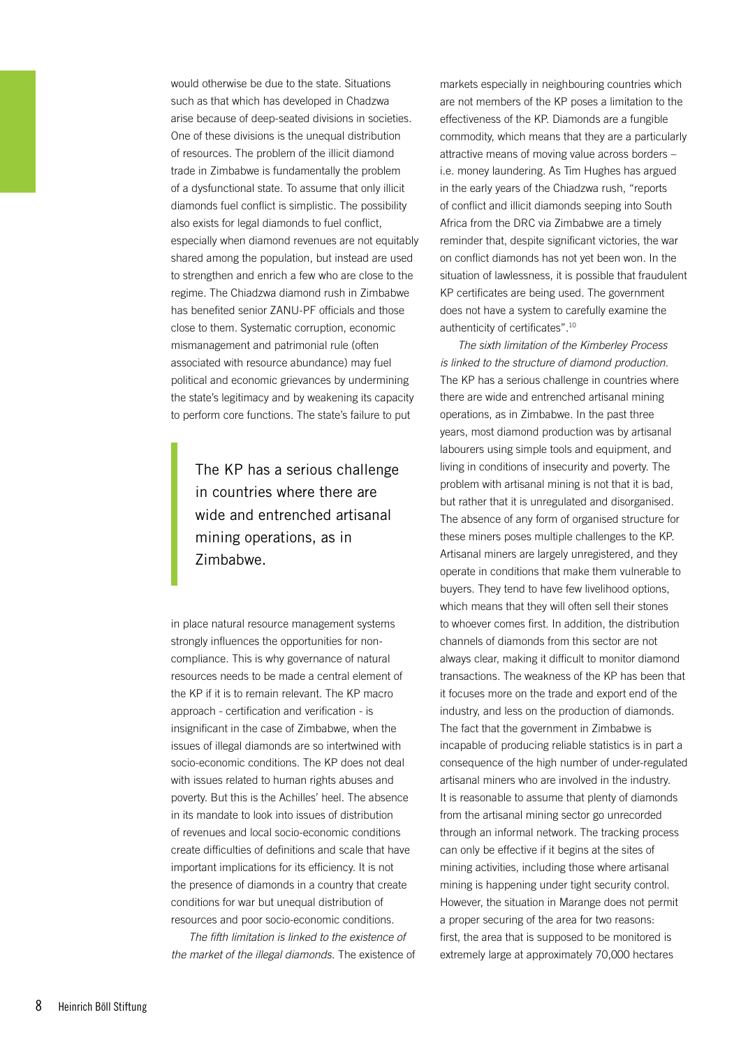would otherwise be due to the state. Situations such as that which has developed in Chadzwa arise because of deep-seated divisions in societies. One of these divisions is the unequal distribution of resources. The problem of the illicit diamond trade in Zimbabwe is fundamentally the problem of a dysfunctional state. To assume that only illicit diamonds fuel conflict is simplistic. The possibility also exists for legal diamonds to fuel conflict, especially when diamond revenues are not equitably shared among the population, but instead are used to strengthen and enrich a few who are close to the regime. The Chiadzwa diamond rush in Zimbabwe has benefited senior ZANU-PF officials and those close to them. Systematic corruption, economic mismanagement and patrimonial rule (often associated with resource abundance) may fuel political and economic grievances by undermining the state's legitimacy and by weakening its capacity to perform core functions. The state's failure to put in place natural resource management systems strongly influences the opportunities for non-compliance. This is why governance of natural resources needs to be made a central element of the KP if it is to remain relevant. The KP macro approach - certification and verification - is insignificant in the case of Zimbabwe, when the issues of illegal diamonds are so intertwined with socio-economic conditions. The KP does not deal with issues related to human rights abuses and poverty. But this is the Achilles' heel. The absence in its mandate to look into issues of distribution of revenues and local socio-economic conditions create difficulties of definitions and scale that have important implications for its efficiency. It is not the presence of diamonds in a country that create conditions for war but unequal distribution of resources and poor socio-economic conditions.

> The KP has a serious challenge in countries where there are wide and entrenched artisanal mining operations, as in Zimbabwe.

*The fifth limitation is linked to the existence of the market of the illegal diamonds.* The existence of markets especially in neighbouring countries which are not members of the KP poses a limitation to the effectiveness of the KP. Diamonds are a fungible commodity, which means that they are a particularly attractive means of moving value across borders – i.e. money laundering. As Tim Hughes has argued in the early years of the Chiadzwa rush, "reports of conflict and illicit diamonds seeping into South Africa from the DRC via Zimbabwe are a timely reminder that, despite significant victories, the war on conflict diamonds has not yet been won. In the situation of lawlessness, it is possible that fraudulent KP certificates are being used. The government does not have a system to carefully examine the authenticity of certificates".[10]

*The sixth limitation of the Kimberley Process is linked to the structure of diamond production.* The KP has a serious challenge in countries where there are wide and entrenched artisanal mining operations, as in Zimbabwe. In the past three years, most diamond production was by artisanal labourers using simple tools and equipment, and living in conditions of insecurity and poverty. The problem with artisanal mining is not that it is bad, but rather that it is unregulated and disorganised. The absence of any form of organised structure for these miners poses multiple challenges to the KP. Artisanal miners are largely unregistered, and they operate in conditions that make them vulnerable to buyers. They tend to have few livelihood options, which means that they will often sell their stones to whoever comes first. In addition, the distribution channels of diamonds from this sector are not always clear, making it difficult to monitor diamond transactions. The weakness of the KP has been that it focuses more on the trade and export end of the industry, and less on the production of diamonds. The fact that the government in Zimbabwe is incapable of producing reliable statistics is in part a consequence of the high number of under-regulated artisanal miners who are involved in the industry. It is reasonable to assume that plenty of diamonds from the artisanal mining sector go unrecorded through an informal network. The tracking process can only be effective if it begins at the sites of mining activities, including those where artisanal mining is happening under tight security control. However, the situation in Marange does not permit a proper securing of the area for two reasons: first, the area that is supposed to be monitored is extremely large at approximately 70,000 hectares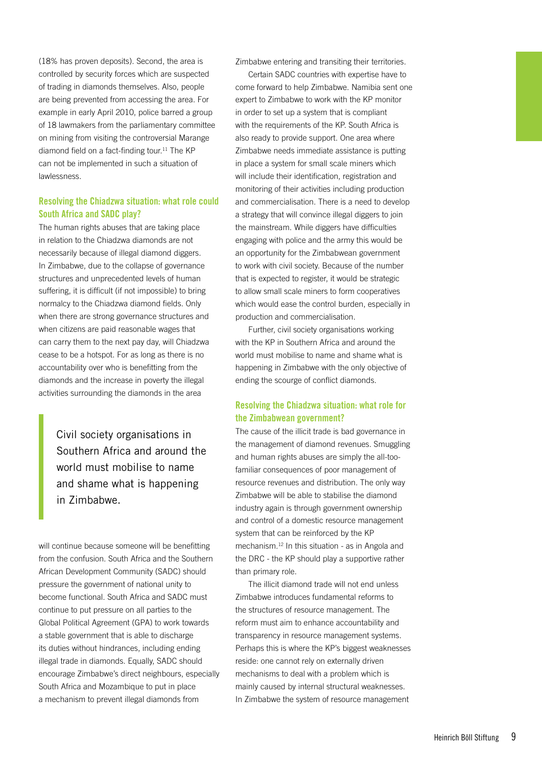(18% has proven deposits). Second, the area is controlled by security forces which are suspected of trading in diamonds themselves. Also, people are being prevented from accessing the area. For example in early April 2010, police barred a group of 18 lawmakers from the parliamentary committee on mining from visiting the controversial Marange diamond field on a fact-finding tour.[11] The KP can not be implemented in such a situation of lawlessness.

### Resolving the Chiadzwa situation: what role could South Africa and SADC play?

The human rights abuses that are taking place in relation to the Chiadzwa diamonds are not necessarily because of illegal diamond diggers. In Zimbabwe, due to the collapse of governance structures and unprecedented levels of human suffering, it is difficult (if not impossible) to bring normalcy to the Chiadzwa diamond fields. Only when there are strong governance structures and when citizens are paid reasonable wages that can carry them to the next pay day, will Chiadzwa cease to be a hotspot. For as long as there is no accountability over who is benefitting from the diamonds and the increase in poverty the illegal activities surrounding the diamonds in the area will continue because someone will be benefitting from the confusion. South Africa and the Southern African Development Community (SADC) should pressure the government of national unity to become functional. South Africa and SADC must continue to put pressure on all parties to the Global Political Agreement (GPA) to work towards a stable government that is able to discharge its duties without hindrances, including ending illegal trade in diamonds. Equally, SADC should encourage Zimbabwe's direct neighbours, especially South Africa and Mozambique to put in place a mechanism to prevent illegal diamonds from Zimbabwe entering and transiting their territories.

> Civil society organisations in Southern Africa and around the world must mobilise to name and shame what is happening in Zimbabwe.

Certain SADC countries with expertise have to come forward to help Zimbabwe. Namibia sent one expert to Zimbabwe to work with the KP monitor in order to set up a system that is compliant with the requirements of the KP. South Africa is also ready to provide support. One area where Zimbabwe needs immediate assistance is putting in place a system for small scale miners which will include their identification, registration and monitoring of their activities including production and commercialisation. There is a need to develop a strategy that will convince illegal diggers to join the mainstream. While diggers have difficulties engaging with police and the army this would be an opportunity for the Zimbabwean government to work with civil society. Because of the number that is expected to register, it would be strategic to allow small scale miners to form cooperatives which would ease the control burden, especially in production and commercialisation.

Further, civil society organisations working with the KP in Southern Africa and around the world must mobilise to name and shame what is happening in Zimbabwe with the only objective of ending the scourge of conflict diamonds.

### Resolving the Chiadzwa situation: what role for the Zimbabwean government?

The cause of the illicit trade is bad governance in the management of diamond revenues. Smuggling and human rights abuses are simply the all-too-familiar consequences of poor management of resource revenues and distribution. The only way Zimbabwe will be able to stabilise the diamond industry again is through government ownership and control of a domestic resource management system that can be reinforced by the KP mechanism.[12] In this situation - as in Angola and the DRC - the KP should play a supportive rather than primary role.

The illicit diamond trade will not end unless Zimbabwe introduces fundamental reforms to the structures of resource management. The reform must aim to enhance accountability and transparency in resource management systems. Perhaps this is where the KP's biggest weaknesses reside: one cannot rely on externally driven mechanisms to deal with a problem which is mainly caused by internal structural weaknesses. In Zimbabwe the system of resource management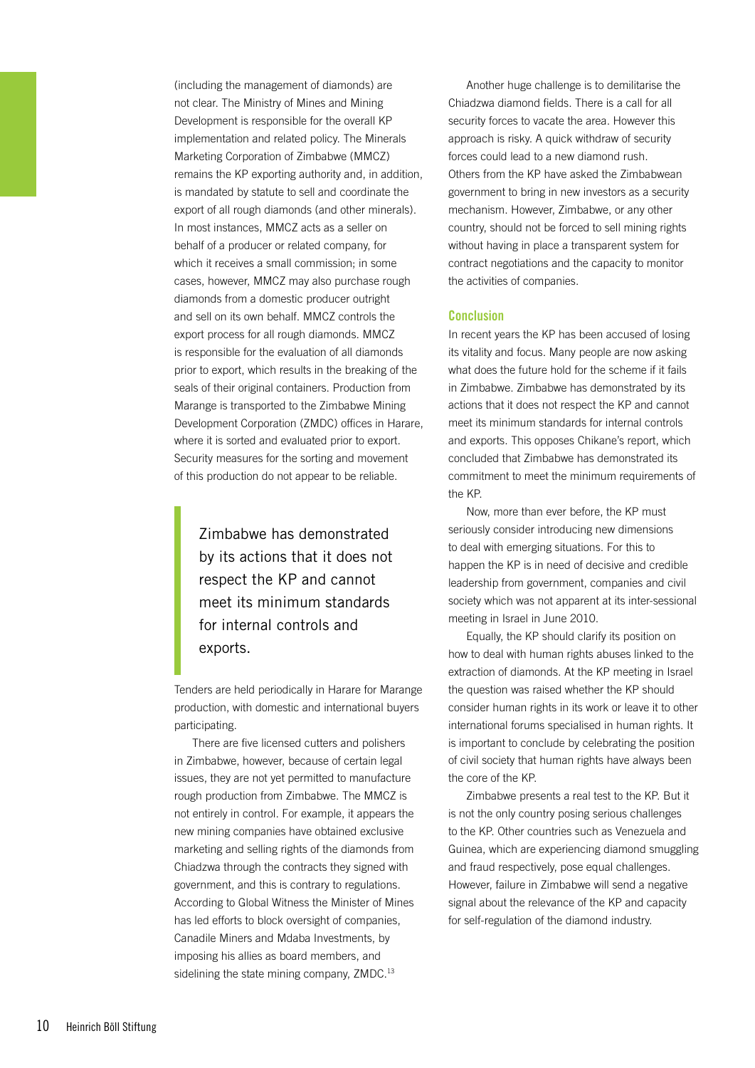(including the management of diamonds) are not clear. The Ministry of Mines and Mining Development is responsible for the overall KP implementation and related policy. The Minerals Marketing Corporation of Zimbabwe (MMCZ) remains the KP exporting authority and, in addition, is mandated by statute to sell and coordinate the export of all rough diamonds (and other minerals). In most instances, MMCZ acts as a seller on behalf of a producer or related company, for which it receives a small commission; in some cases, however, MMCZ may also purchase rough diamonds from a domestic producer outright and sell on its own behalf. MMCZ controls the export process for all rough diamonds. MMCZ is responsible for the evaluation of all diamonds prior to export, which results in the breaking of the seals of their original containers. Production from Marange is transported to the Zimbabwe Mining Development Corporation (ZMDC) offices in Harare, where it is sorted and evaluated prior to export. Security measures for the sorting and movement of this production do not appear to be reliable.

> Zimbabwe has demonstrated by its actions that it does not respect the KP and cannot meet its minimum standards for internal controls and exports.

Tenders are held periodically in Harare for Marange production, with domestic and international buyers participating.

There are five licensed cutters and polishers in Zimbabwe, however, because of certain legal issues, they are not yet permitted to manufacture rough production from Zimbabwe. The MMCZ is not entirely in control. For example, it appears the new mining companies have obtained exclusive marketing and selling rights of the diamonds from Chiadzwa through the contracts they signed with government, and this is contrary to regulations. According to Global Witness the Minister of Mines has led efforts to block oversight of companies, Canadile Miners and Mdaba Investments, by imposing his allies as board members, and sidelining the state mining company, ZMDC.[13]

Another huge challenge is to demilitarise the Chiadzwa diamond fields. There is a call for all security forces to vacate the area. However this approach is risky. A quick withdraw of security forces could lead to a new diamond rush. Others from the KP have asked the Zimbabwean government to bring in new investors as a security mechanism. However, Zimbabwe, or any other country, should not be forced to sell mining rights without having in place a transparent system for contract negotiations and the capacity to monitor the activities of companies.

## Conclusion

In recent years the KP has been accused of losing its vitality and focus. Many people are now asking what does the future hold for the scheme if it fails in Zimbabwe. Zimbabwe has demonstrated by its actions that it does not respect the KP and cannot meet its minimum standards for internal controls and exports. This opposes Chikane's report, which concluded that Zimbabwe has demonstrated its commitment to meet the minimum requirements of the KP.

Now, more than ever before, the KP must seriously consider introducing new dimensions to deal with emerging situations. For this to happen the KP is in need of decisive and credible leadership from government, companies and civil society which was not apparent at its inter-sessional meeting in Israel in June 2010.

Equally, the KP should clarify its position on how to deal with human rights abuses linked to the extraction of diamonds. At the KP meeting in Israel the question was raised whether the KP should consider human rights in its work or leave it to other international forums specialised in human rights. It is important to conclude by celebrating the position of civil society that human rights have always been the core of the KP.

Zimbabwe presents a real test to the KP. But it is not the only country posing serious challenges to the KP. Other countries such as Venezuela and Guinea, which are experiencing diamond smuggling and fraud respectively, pose equal challenges. However, failure in Zimbabwe will send a negative signal about the relevance of the KP and capacity for self-regulation of the diamond industry.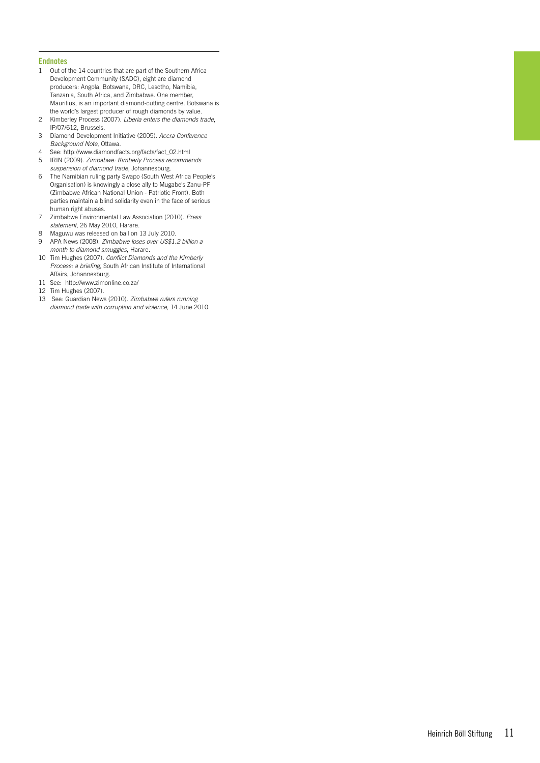## Endnotes

1. Out of the 14 countries that are part of the Southern Africa Development Community (SADC), eight are diamond producers: Angola, Botswana, DRC, Lesotho, Namibia, Tanzania, South Africa, and Zimbabwe. One member, Mauritius, is an important diamond-cutting centre. Botswana is the world's largest producer of rough diamonds by value.
2. Kimberley Process (2007). *Liberia enters the diamonds trade*, IP/07/612, Brussels.
3. Diamond Development Initiative (2005). *Accra Conference Background Note*, Ottawa.
4. See: http://www.diamondfacts.org/facts/fact_02.html
5. IRIN (2009). *Zimbabwe: Kimberly Process recommends suspension of diamond trade*, Johannesburg.
6. The Namibian ruling party Swapo (South West Africa People's Organisation) is knowingly a close ally to Mugabe's Zanu-PF (Zimbabwe African National Union - Patriotic Front). Both parties maintain a blind solidarity even in the face of serious human right abuses.
7. Zimbabwe Environmental Law Association (2010). *Press statement*, 26 May 2010, Harare.
8. Maguwu was released on bail on 13 July 2010.
9. APA News (2008). *Zimbabwe loses over US$1.2 billion a month to diamond smuggles*, Harare.
10. Tim Hughes (2007). *Conflict Diamonds and the Kimberly Process: a briefing*, South African Institute of International Affairs, Johannesburg.
11. See: http://www.zimonline.co.za/
12. Tim Hughes (2007).
13. See: Guardian News (2010). *Zimbabwe rulers running diamond trade with corruption and violence*, 14 June 2010.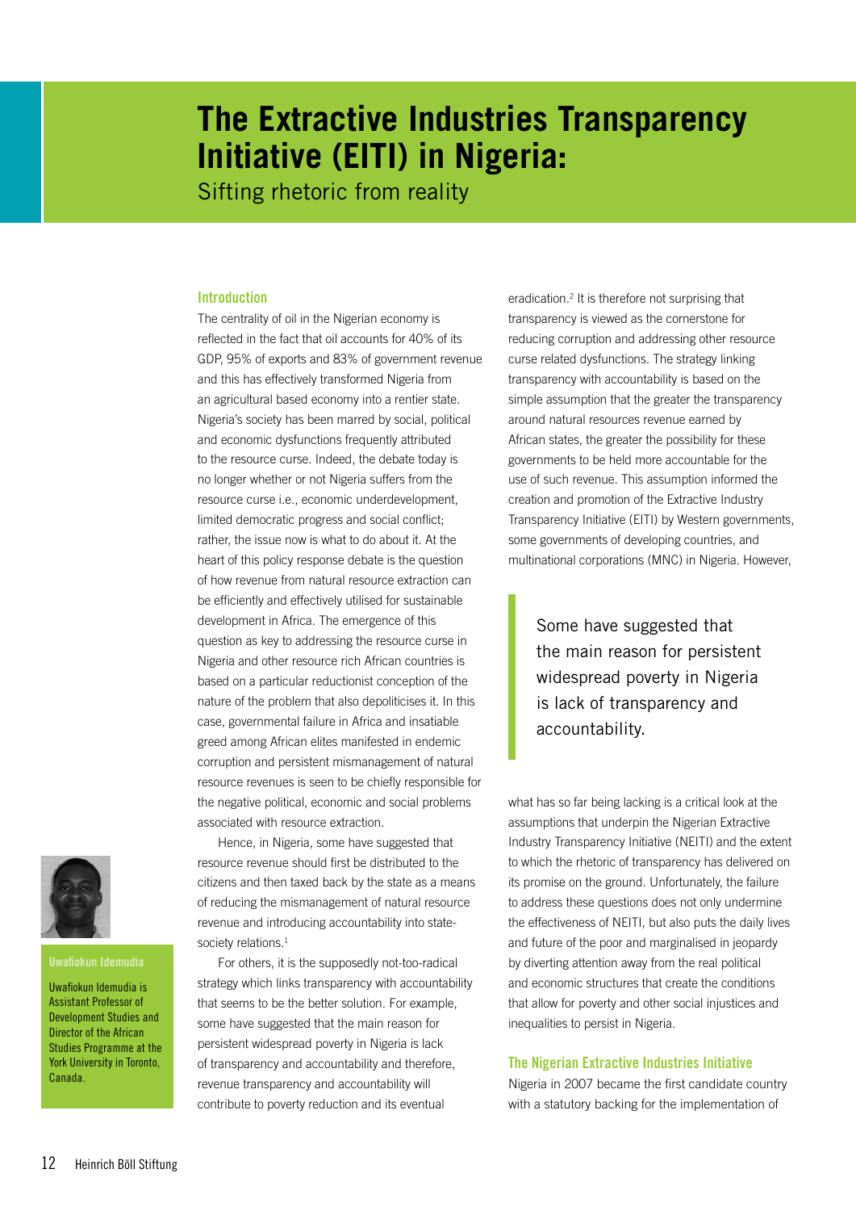# The Extractive Industries Transparency Initiative (EITI) in Nigeria:

Sifting rhetoric from reality

**Uwafiokun Idemudia**

Uwafiokun Idemudia is Assistant Professor of Development Studies and Director of the African Studies Programme at the York University in Toronto, Canada.

## Introduction

The centrality of oil in the Nigerian economy is reflected in the fact that oil accounts for 40% of its GDP, 95% of exports and 83% of government revenue and this has effectively transformed Nigeria from an agricultural based economy into a rentier state. Nigeria's society has been marred by social, political and economic dysfunctions frequently attributed to the resource curse. Indeed, the debate today is no longer whether or not Nigeria suffers from the resource curse i.e., economic underdevelopment, limited democratic progress and social conflict; rather, the issue now is what to do about it. At the heart of this policy response debate is the question of how revenue from natural resource extraction can be efficiently and effectively utilised for sustainable development in Africa. The emergence of this question as key to addressing the resource curse in Nigeria and other resource rich African countries is based on a particular reductionist conception of the nature of the problem that also depoliticises it. In this case, governmental failure in Africa and insatiable greed among African elites manifested in endemic corruption and persistent mismanagement of natural resource revenues is seen to be chiefly responsible for the negative political, economic and social problems associated with resource extraction.

Hence, in Nigeria, some have suggested that resource revenue should first be distributed to the citizens and then taxed back by the state as a means of reducing the mismanagement of natural resource revenue and introducing accountability into state-society relations.[1]

For others, it is the supposedly not-too-radical strategy which links transparency with accountability that seems to be the better solution. For example, some have suggested that the main reason for persistent widespread poverty in Nigeria is lack of transparency and accountability and therefore, revenue transparency and accountability will contribute to poverty reduction and its eventual eradication.[2] It is therefore not surprising that transparency is viewed as the cornerstone for reducing corruption and addressing other resource curse related dysfunctions. The strategy linking transparency with accountability is based on the simple assumption that the greater the transparency around natural resources revenue earned by African states, the greater the possibility for these governments to be held more accountable for the use of such revenue. This assumption informed the creation and promotion of the Extractive Industry Transparency Initiative (EITI) by Western governments, some governments of developing countries, and multinational corporations (MNC) in Nigeria. However, what has so far being lacking is a critical look at the assumptions that underpin the Nigerian Extractive Industry Transparency Initiative (NEITI) and the extent to which the rhetoric of transparency has delivered on its promise on the ground. Unfortunately, the failure to address these questions does not only undermine the effectiveness of NEITI, but also puts the daily lives and future of the poor and marginalised in jeopardy by diverting attention away from the real political and economic structures that create the conditions that allow for poverty and other social injustices and inequalities to persist in Nigeria.

> Some have suggested that the main reason for persistent widespread poverty in Nigeria is lack of transparency and accountability.

## The Nigerian Extractive Industries Initiative

Nigeria in 2007 became the first candidate country with a statutory backing for the implementation of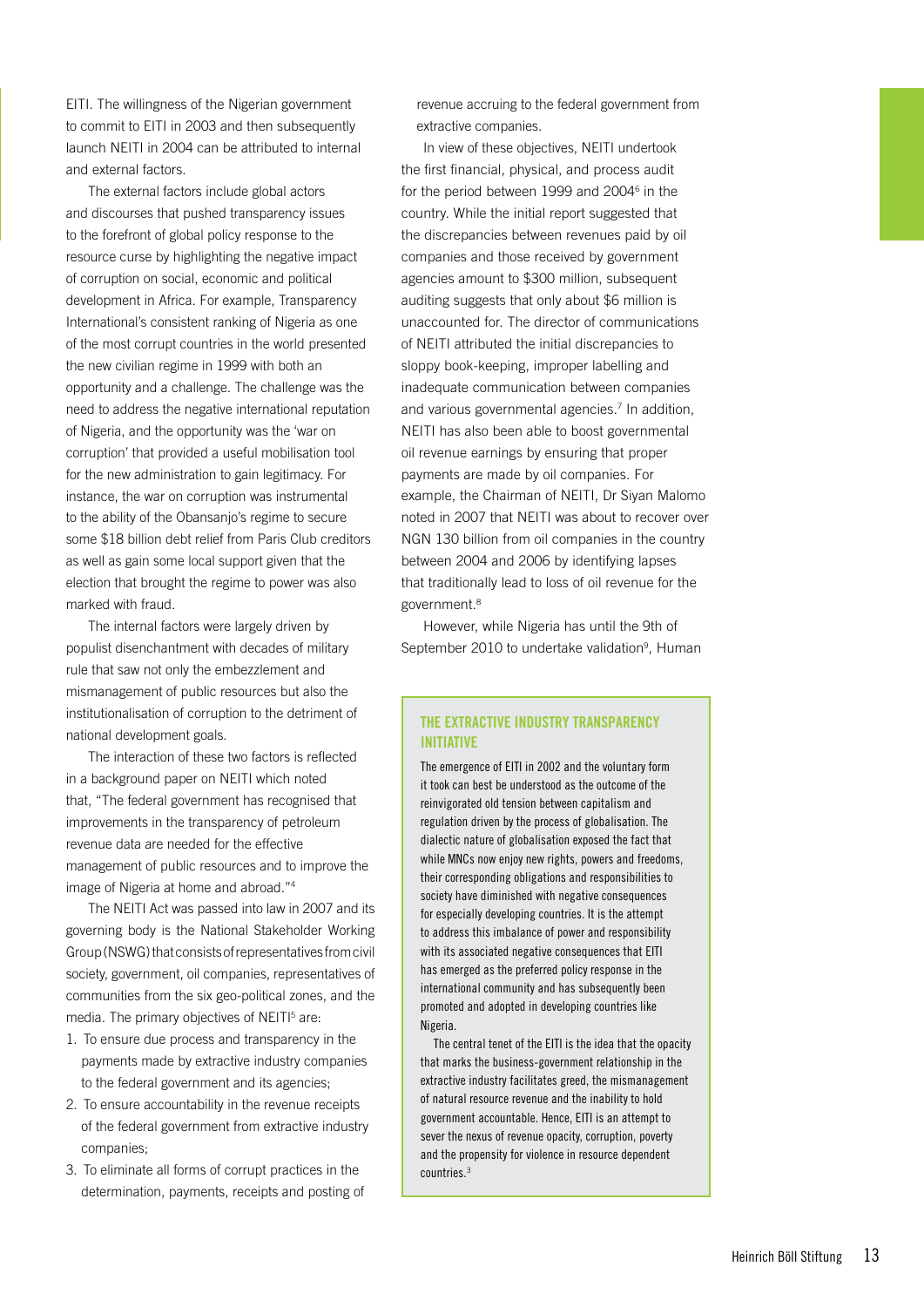EITI. The willingness of the Nigerian government to commit to EITI in 2003 and then subsequently launch NEITI in 2004 can be attributed to internal and external factors.

The external factors include global actors and discourses that pushed transparency issues to the forefront of global policy response to the resource curse by highlighting the negative impact of corruption on social, economic and political development in Africa. For example, Transparency International's consistent ranking of Nigeria as one of the most corrupt countries in the world presented the new civilian regime in 1999 with both an opportunity and a challenge. The challenge was the need to address the negative international reputation of Nigeria, and the opportunity was the 'war on corruption' that provided a useful mobilisation tool for the new administration to gain legitimacy. For instance, the war on corruption was instrumental to the ability of the Obansanjo's regime to secure some $18 billion debt relief from Paris Club creditors as well as gain some local support given that the election that brought the regime to power was also marked with fraud.

The internal factors were largely driven by populist disenchantment with decades of military rule that saw not only the embezzlement and mismanagement of public resources but also the institutionalisation of corruption to the detriment of national development goals.

The interaction of these two factors is reflected in a background paper on NEITI which noted that, "The federal government has recognised that improvements in the transparency of petroleum revenue data are needed for the effective management of public resources and to improve the image of Nigeria at home and abroad."[4]

The NEITI Act was passed into law in 2007 and its governing body is the National Stakeholder Working Group (NSWG) that consists of representatives from civil society, government, oil companies, representatives of communities from the six geo-political zones, and the media. The primary objectives of NEITI[5] are:

1. To ensure due process and transparency in the payments made by extractive industry companies to the federal government and its agencies;
2. To ensure accountability in the revenue receipts of the federal government from extractive industry companies;
3. To eliminate all forms of corrupt practices in the determination, payments, receipts and posting of revenue accruing to the federal government from extractive companies.

In view of these objectives, NEITI undertook the first financial, physical, and process audit for the period between 1999 and 2004[6] in the country. While the initial report suggested that the discrepancies between revenues paid by oil companies and those received by government agencies amount to $300 million, subsequent auditing suggests that only about $6 million is unaccounted for. The director of communications of NEITI attributed the initial discrepancies to sloppy book-keeping, improper labelling and inadequate communication between companies and various governmental agencies.[7] In addition, NEITI has also been able to boost governmental oil revenue earnings by ensuring that proper payments are made by oil companies. For example, the Chairman of NEITI, Dr Siyan Malomo noted in 2007 that NEITI was about to recover over NGN 130 billion from oil companies in the country between 2004 and 2006 by identifying lapses that traditionally lead to loss of oil revenue for the government.[8]

However, while Nigeria has until the 9th of September 2010 to undertake validation[9], Human

### THE EXTRACTIVE INDUSTRY TRANSPARENCY INITIATIVE

The emergence of EITI in 2002 and the voluntary form it took can best be understood as the outcome of the reinvigorated old tension between capitalism and regulation driven by the process of globalisation. The dialectic nature of globalisation exposed the fact that while MNCs now enjoy new rights, powers and freedoms, their corresponding obligations and responsibilities to society have diminished with negative consequences for especially developing countries. It is the attempt to address this imbalance of power and responsibility with its associated negative consequences that EITI has emerged as the preferred policy response in the international community and has subsequently been promoted and adopted in developing countries like Nigeria.

The central tenet of the EITI is the idea that the opacity that marks the business-government relationship in the extractive industry facilitates greed, the mismanagement of natural resource revenue and the inability to hold government accountable. Hence, EITI is an attempt to sever the nexus of revenue opacity, corruption, poverty and the propensity for violence in resource dependent countries.[3]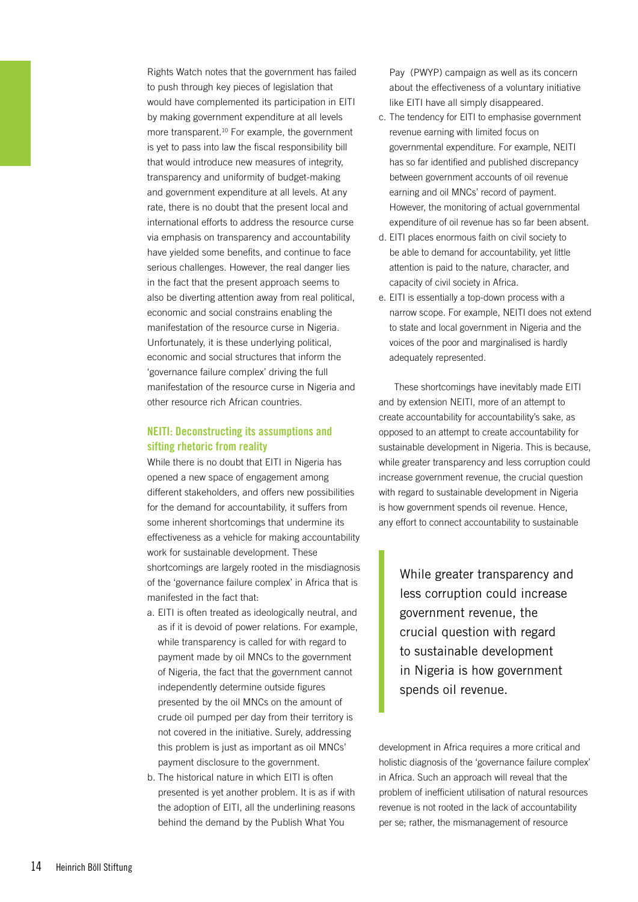Rights Watch notes that the government has failed to push through key pieces of legislation that would have complemented its participation in EITI by making government expenditure at all levels more transparent.[10] For example, the government is yet to pass into law the fiscal responsibility bill that would introduce new measures of integrity, transparency and uniformity of budget-making and government expenditure at all levels. At any rate, there is no doubt that the present local and international efforts to address the resource curse via emphasis on transparency and accountability have yielded some benefits, and continue to face serious challenges. However, the real danger lies in the fact that the present approach seems to also be diverting attention away from real political, economic and social constrains enabling the manifestation of the resource curse in Nigeria. Unfortunately, it is these underlying political, economic and social structures that inform the 'governance failure complex' driving the full manifestation of the resource curse in Nigeria and other resource rich African countries.

## NEITI: Deconstructing its assumptions and sifting rhetoric from reality

While there is no doubt that EITI in Nigeria has opened a new space of engagement among different stakeholders, and offers new possibilities for the demand for accountability, it suffers from some inherent shortcomings that undermine its effectiveness as a vehicle for making accountability work for sustainable development. These shortcomings are largely rooted in the misdiagnosis of the 'governance failure complex' in Africa that is manifested in the fact that:

a. EITI is often treated as ideologically neutral, and as if it is devoid of power relations. For example, while transparency is called for with regard to payment made by oil MNCs to the government of Nigeria, the fact that the government cannot independently determine outside figures presented by the oil MNCs on the amount of crude oil pumped per day from their territory is not covered in the initiative. Surely, addressing this problem is just as important as oil MNCs' payment disclosure to the government.
b. The historical nature in which EITI is often presented is yet another problem. It is as if with the adoption of EITI, all the underlining reasons behind the demand by the Publish What You Pay (PWYP) campaign as well as its concern about the effectiveness of a voluntary initiative like EITI have all simply disappeared.
c. The tendency for EITI to emphasise government revenue earning with limited focus on governmental expenditure. For example, NEITI has so far identified and published discrepancy between government accounts of oil revenue earning and oil MNCs' record of payment. However, the monitoring of actual governmental expenditure of oil revenue has so far been absent.
d. EITI places enormous faith on civil society to be able to demand for accountability, yet little attention is paid to the nature, character, and capacity of civil society in Africa.
e. EITI is essentially a top-down process with a narrow scope. For example, NEITI does not extend to state and local government in Nigeria and the voices of the poor and marginalised is hardly adequately represented.

These shortcomings have inevitably made EITI and by extension NEITI, more of an attempt to create accountability for accountability's sake, as opposed to an attempt to create accountability for sustainable development in Nigeria. This is because, while greater transparency and less corruption could increase government revenue, the crucial question with regard to sustainable development in Nigeria is how government spends oil revenue. Hence, any effort to connect accountability to sustainable development in Africa requires a more critical and holistic diagnosis of the 'governance failure complex' in Africa. Such an approach will reveal that the problem of inefficient utilisation of natural resources revenue is not rooted in the lack of accountability per se; rather, the mismanagement of resource

> While greater transparency and less corruption could increase government revenue, the crucial question with regard to sustainable development in Nigeria is how government spends oil revenue.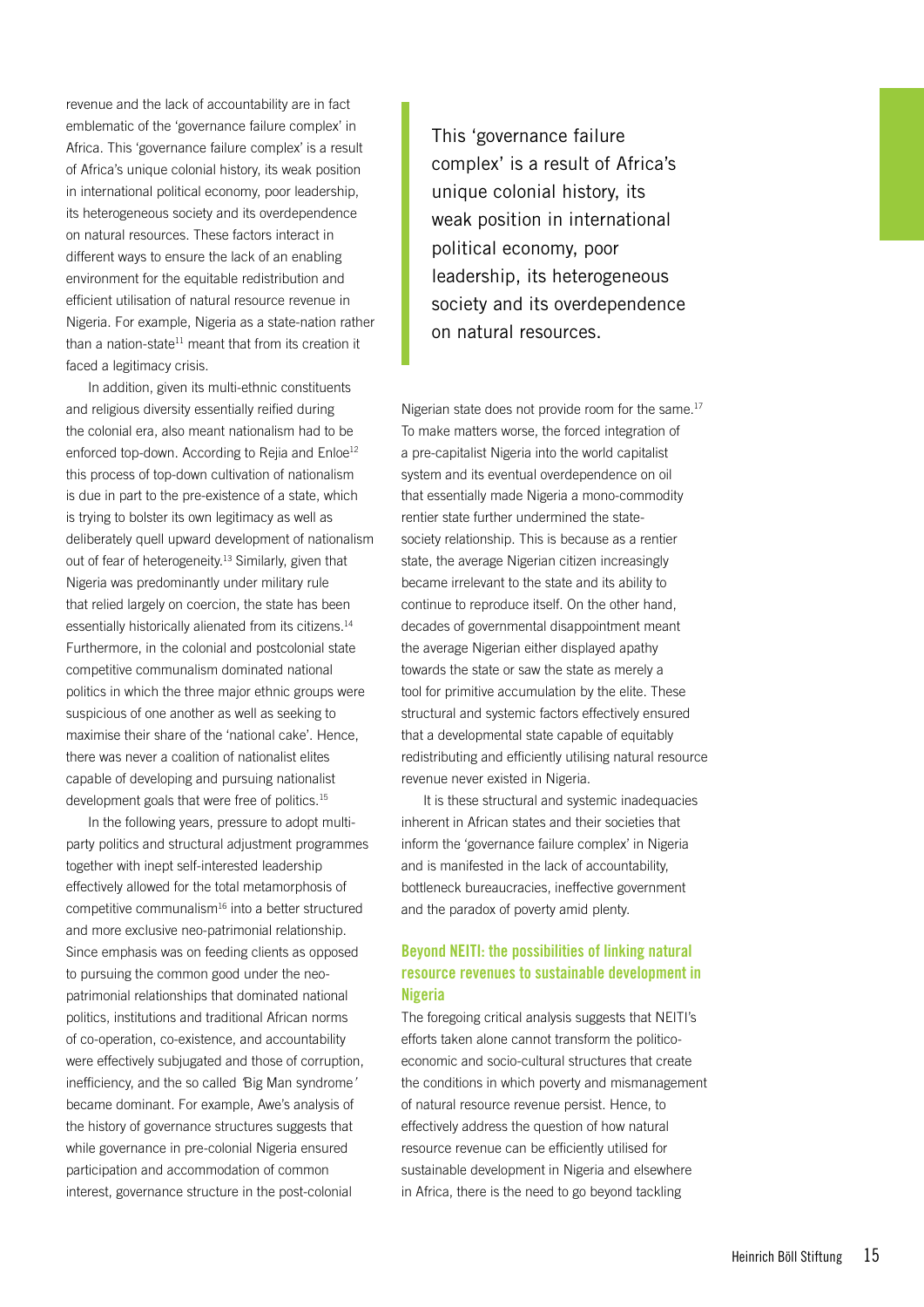revenue and the lack of accountability are in fact emblematic of the 'governance failure complex' in Africa. This 'governance failure complex' is a result of Africa's unique colonial history, its weak position in international political economy, poor leadership, its heterogeneous society and its overdependence on natural resources. These factors interact in different ways to ensure the lack of an enabling environment for the equitable redistribution and efficient utilisation of natural resource revenue in Nigeria. For example, Nigeria as a state-nation rather than a nation-state[11] meant that from its creation it faced a legitimacy crisis.

In addition, given its multi-ethnic constituents and religious diversity essentially reified during the colonial era, also meant nationalism had to be enforced top-down. According to Rejia and Enloe[12] this process of top-down cultivation of nationalism is due in part to the pre-existence of a state, which is trying to bolster its own legitimacy as well as deliberately quell upward development of nationalism out of fear of heterogeneity.[13] Similarly, given that Nigeria was predominantly under military rule that relied largely on coercion, the state has been essentially historically alienated from its citizens.[14] Furthermore, in the colonial and postcolonial state competitive communalism dominated national politics in which the three major ethnic groups were suspicious of one another as well as seeking to maximise their share of the 'national cake'. Hence, there was never a coalition of nationalist elites capable of developing and pursuing nationalist development goals that were free of politics.[15]

In the following years, pressure to adopt multi-party politics and structural adjustment programmes together with inept self-interested leadership effectively allowed for the total metamorphosis of competitive communalism[16] into a better structured and more exclusive neo-patrimonial relationship. Since emphasis was on feeding clients as opposed to pursuing the common good under the neo-patrimonial relationships that dominated national politics, institutions and traditional African norms of co-operation, co-existence, and accountability were effectively subjugated and those of corruption, inefficiency, and the so called *'Big Man syndrome'* became dominant. For example, Awe's analysis of the history of governance structures suggests that while governance in pre-colonial Nigeria ensured participation and accommodation of common interest, governance structure in the post-colonial Nigerian state does not provide room for the same.[17] To make matters worse, the forced integration of a pre-capitalist Nigeria into the world capitalist system and its eventual overdependence on oil that essentially made Nigeria a mono-commodity rentier state further undermined the state-society relationship. This is because as a rentier state, the average Nigerian citizen increasingly became irrelevant to the state and its ability to continue to reproduce itself. On the other hand, decades of governmental disappointment meant the average Nigerian either displayed apathy towards the state or saw the state as merely a tool for primitive accumulation by the elite. These structural and systemic factors effectively ensured that a developmental state capable of equitably redistributing and efficiently utilising natural resource revenue never existed in Nigeria.

> This 'governance failure complex' is a result of Africa's unique colonial history, its weak position in international political economy, poor leadership, its heterogeneous society and its overdependence on natural resources.

It is these structural and systemic inadequacies inherent in African states and their societies that inform the 'governance failure complex' in Nigeria and is manifested in the lack of accountability, bottleneck bureaucracies, ineffective government and the paradox of poverty amid plenty.

## Beyond NEITI: the possibilities of linking natural resource revenues to sustainable development in Nigeria

The foregoing critical analysis suggests that NEITI's efforts taken alone cannot transform the politico-economic and socio-cultural structures that create the conditions in which poverty and mismanagement of natural resource revenue persist. Hence, to effectively address the question of how natural resource revenue can be efficiently utilised for sustainable development in Nigeria and elsewhere in Africa, there is the need to go beyond tackling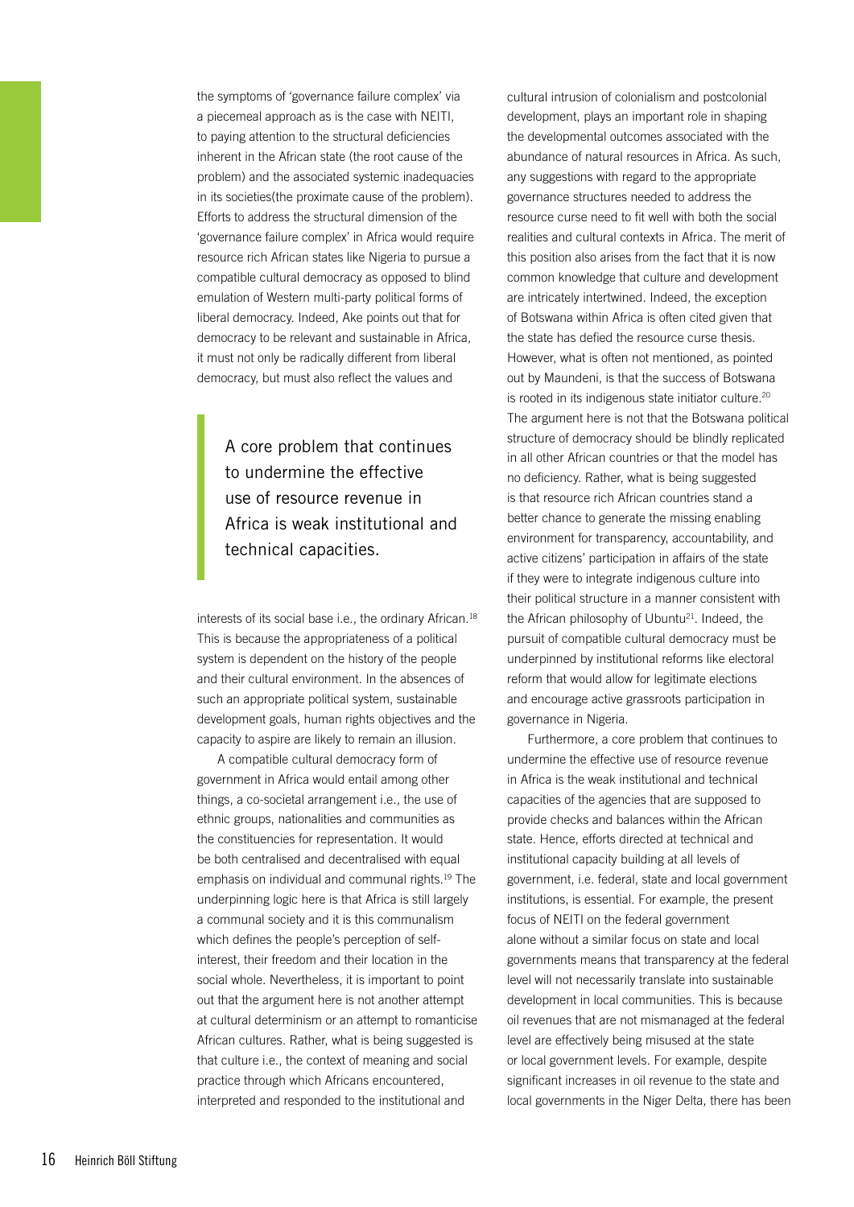the symptoms of 'governance failure complex' via a piecemeal approach as is the case with NEITI, to paying attention to the structural deficiencies inherent in the African state (the root cause of the problem) and the associated systemic inadequacies in its societies(the proximate cause of the problem). Efforts to address the structural dimension of the 'governance failure complex' in Africa would require resource rich African states like Nigeria to pursue a compatible cultural democracy as opposed to blind emulation of Western multi-party political forms of liberal democracy. Indeed, Ake points out that for democracy to be relevant and sustainable in Africa, it must not only be radically different from liberal democracy, but must also reflect the values and interests of its social base i.e., the ordinary African.[18] This is because the appropriateness of a political system is dependent on the history of the people and their cultural environment. In the absences of such an appropriate political system, sustainable development goals, human rights objectives and the capacity to aspire are likely to remain an illusion.

> A core problem that continues to undermine the effective use of resource revenue in Africa is weak institutional and technical capacities.

A compatible cultural democracy form of government in Africa would entail among other things, a co-societal arrangement i.e., the use of ethnic groups, nationalities and communities as the constituencies for representation. It would be both centralised and decentralised with equal emphasis on individual and communal rights.[19] The underpinning logic here is that Africa is still largely a communal society and it is this communalism which defines the people's perception of self-interest, their freedom and their location in the social whole. Nevertheless, it is important to point out that the argument here is not another attempt at cultural determinism or an attempt to romanticise African cultures. Rather, what is being suggested is that culture i.e., the context of meaning and social practice through which Africans encountered, interpreted and responded to the institutional and cultural intrusion of colonialism and postcolonial development, plays an important role in shaping the developmental outcomes associated with the abundance of natural resources in Africa. As such, any suggestions with regard to the appropriate governance structures needed to address the resource curse need to fit well with both the social realities and cultural contexts in Africa. The merit of this position also arises from the fact that it is now common knowledge that culture and development are intricately intertwined. Indeed, the exception of Botswana within Africa is often cited given that the state has defied the resource curse thesis. However, what is often not mentioned, as pointed out by Maundeni, is that the success of Botswana is rooted in its indigenous state initiator culture.[20] The argument here is not that the Botswana political structure of democracy should be blindly replicated in all other African countries or that the model has no deficiency. Rather, what is being suggested is that resource rich African countries stand a better chance to generate the missing enabling environment for transparency, accountability, and active citizens' participation in affairs of the state if they were to integrate indigenous culture into their political structure in a manner consistent with the African philosophy of Ubuntu[21]. Indeed, the pursuit of compatible cultural democracy must be underpinned by institutional reforms like electoral reform that would allow for legitimate elections and encourage active grassroots participation in governance in Nigeria.

Furthermore, a core problem that continues to undermine the effective use of resource revenue in Africa is the weak institutional and technical capacities of the agencies that are supposed to provide checks and balances within the African state. Hence, efforts directed at technical and institutional capacity building at all levels of government, i.e. federal, state and local government institutions, is essential. For example, the present focus of NEITI on the federal government alone without a similar focus on state and local governments means that transparency at the federal level will not necessarily translate into sustainable development in local communities. This is because oil revenues that are not mismanaged at the federal level are effectively being misused at the state or local government levels. For example, despite significant increases in oil revenue to the state and local governments in the Niger Delta, there has been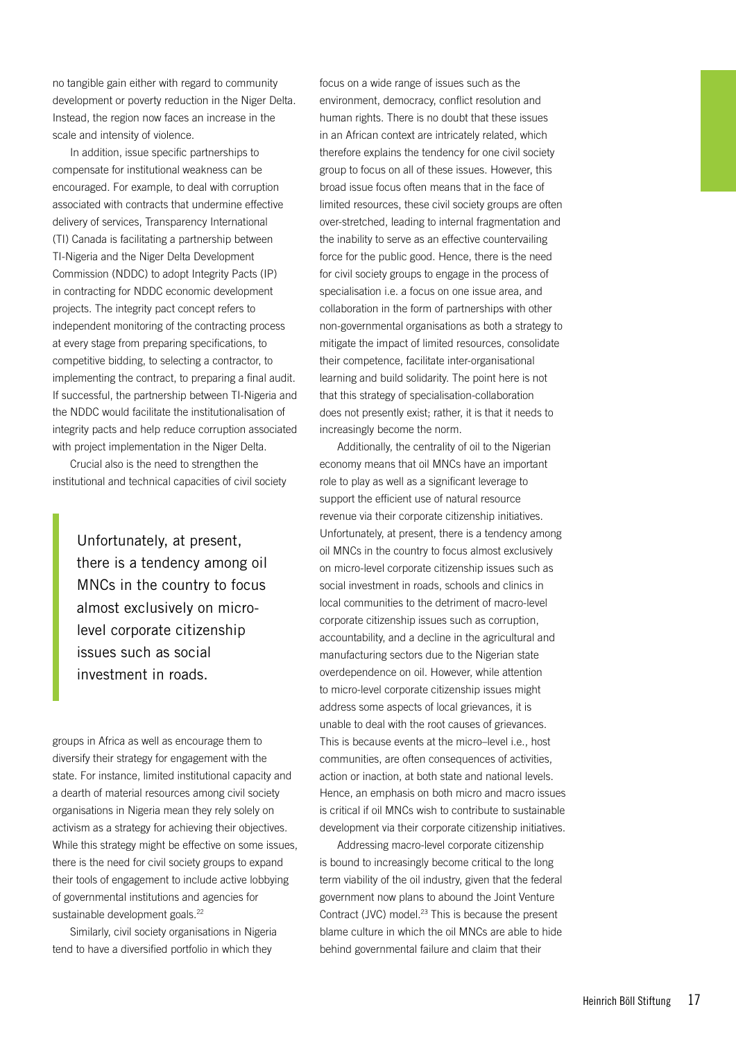no tangible gain either with regard to community development or poverty reduction in the Niger Delta. Instead, the region now faces an increase in the scale and intensity of violence.

In addition, issue specific partnerships to compensate for institutional weakness can be encouraged. For example, to deal with corruption associated with contracts that undermine effective delivery of services, Transparency International (TI) Canada is facilitating a partnership between TI-Nigeria and the Niger Delta Development Commission (NDDC) to adopt Integrity Pacts (IP) in contracting for NDDC economic development projects. The integrity pact concept refers to independent monitoring of the contracting process at every stage from preparing specifications, to competitive bidding, to selecting a contractor, to implementing the contract, to preparing a final audit. If successful, the partnership between TI-Nigeria and the NDDC would facilitate the institutionalisation of integrity pacts and help reduce corruption associated with project implementation in the Niger Delta.

Crucial also is the need to strengthen the institutional and technical capacities of civil society groups in Africa as well as encourage them to diversify their strategy for engagement with the state. For instance, limited institutional capacity and a dearth of material resources among civil society organisations in Nigeria mean they rely solely on activism as a strategy for achieving their objectives. While this strategy might be effective on some issues, there is the need for civil society groups to expand their tools of engagement to include active lobbying of governmental institutions and agencies for sustainable development goals.[22]

> Unfortunately, at present, there is a tendency among oil MNCs in the country to focus almost exclusively on micro-level corporate citizenship issues such as social investment in roads.

Similarly, civil society organisations in Nigeria tend to have a diversified portfolio in which they focus on a wide range of issues such as the environment, democracy, conflict resolution and human rights. There is no doubt that these issues in an African context are intricately related, which therefore explains the tendency for one civil society group to focus on all of these issues. However, this broad issue focus often means that in the face of limited resources, these civil society groups are often over-stretched, leading to internal fragmentation and the inability to serve as an effective countervailing force for the public good. Hence, there is the need for civil society groups to engage in the process of specialisation i.e. a focus on one issue area, and collaboration in the form of partnerships with other non-governmental organisations as both a strategy to mitigate the impact of limited resources, consolidate their competence, facilitate inter-organisational learning and build solidarity. The point here is not that this strategy of specialisation-collaboration does not presently exist; rather, it is that it needs to increasingly become the norm.

Additionally, the centrality of oil to the Nigerian economy means that oil MNCs have an important role to play as well as a significant leverage to support the efficient use of natural resource revenue via their corporate citizenship initiatives. Unfortunately, at present, there is a tendency among oil MNCs in the country to focus almost exclusively on micro-level corporate citizenship issues such as social investment in roads, schools and clinics in local communities to the detriment of macro-level corporate citizenship issues such as corruption, accountability, and a decline in the agricultural and manufacturing sectors due to the Nigerian state overdependence on oil. However, while attention to micro-level corporate citizenship issues might address some aspects of local grievances, it is unable to deal with the root causes of grievances. This is because events at the micro–level i.e., host communities, are often consequences of activities, action or inaction, at both state and national levels. Hence, an emphasis on both micro and macro issues is critical if oil MNCs wish to contribute to sustainable development via their corporate citizenship initiatives.

Addressing macro-level corporate citizenship is bound to increasingly become critical to the long term viability of the oil industry, given that the federal government now plans to abound the Joint Venture Contract (JVC) model.[23] This is because the present blame culture in which the oil MNCs are able to hide behind governmental failure and claim that their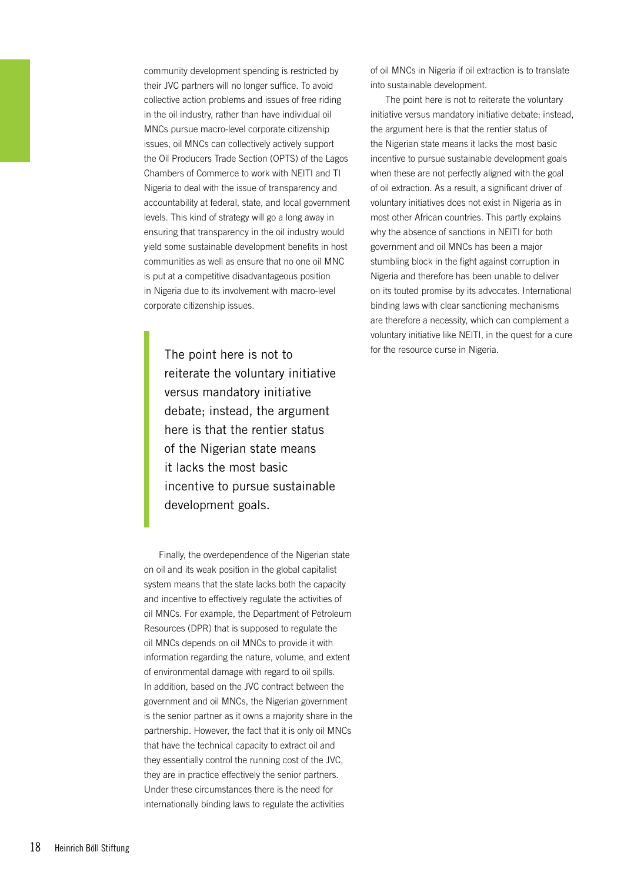community development spending is restricted by their JVC partners will no longer suffice. To avoid collective action problems and issues of free riding in the oil industry, rather than have individual oil MNCs pursue macro-level corporate citizenship issues, oil MNCs can collectively actively support the Oil Producers Trade Section (OPTS) of the Lagos Chambers of Commerce to work with NEITI and TI Nigeria to deal with the issue of transparency and accountability at federal, state, and local government levels. This kind of strategy will go a long away in ensuring that transparency in the oil industry would yield some sustainable development benefits in host communities as well as ensure that no one oil MNC is put at a competitive disadvantageous position in Nigeria due to its involvement with macro-level corporate citizenship issues.

> The point here is not to reiterate the voluntary initiative versus mandatory initiative debate; instead, the argument here is that the rentier status of the Nigerian state means it lacks the most basic incentive to pursue sustainable development goals.

Finally, the overdependence of the Nigerian state on oil and its weak position in the global capitalist system means that the state lacks both the capacity and incentive to effectively regulate the activities of oil MNCs. For example, the Department of Petroleum Resources (DPR) that is supposed to regulate the oil MNCs depends on oil MNCs to provide it with information regarding the nature, volume, and extent of environmental damage with regard to oil spills. In addition, based on the JVC contract between the government and oil MNCs, the Nigerian government is the senior partner as it owns a majority share in the partnership. However, the fact that it is only oil MNCs that have the technical capacity to extract oil and they essentially control the running cost of the JVC, they are in practice effectively the senior partners. Under these circumstances there is the need for internationally binding laws to regulate the activities of oil MNCs in Nigeria if oil extraction is to translate into sustainable development.

The point here is not to reiterate the voluntary initiative versus mandatory initiative debate; instead, the argument here is that the rentier status of the Nigerian state means it lacks the most basic incentive to pursue sustainable development goals when these are not perfectly aligned with the goal of oil extraction. As a result, a significant driver of voluntary initiatives does not exist in Nigeria as in most other African countries. This partly explains why the absence of sanctions in NEITI for both government and oil MNCs has been a major stumbling block in the fight against corruption in Nigeria and therefore has been unable to deliver on its touted promise by its advocates. International binding laws with clear sanctioning mechanisms are therefore a necessity, which can complement a voluntary initiative like NEITI, in the quest for a cure for the resource curse in Nigeria.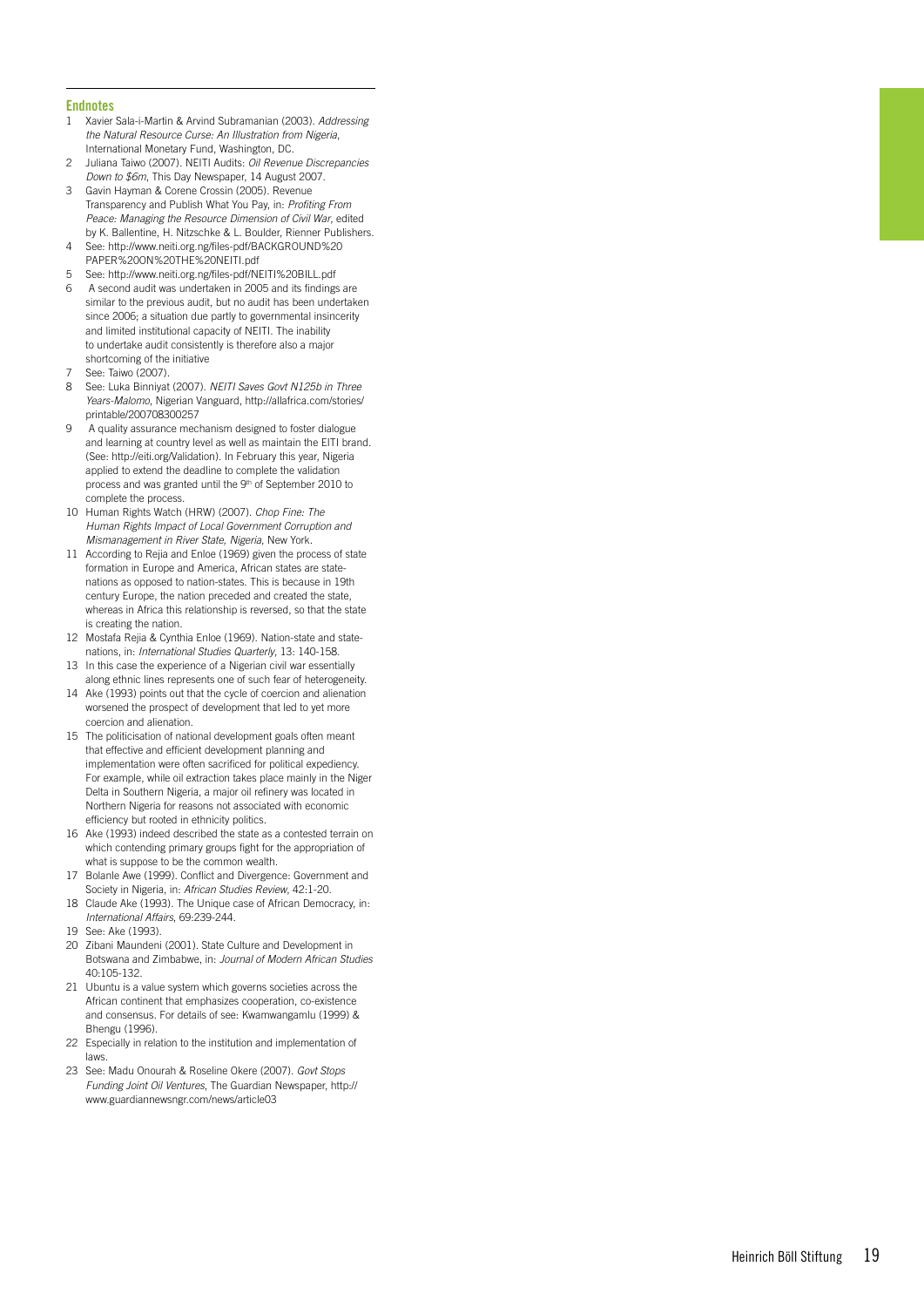## Endnotes

1. Xavier Sala-i-Martin & Arvind Subramanian (2003). *Addressing the Natural Resource Curse: An Illustration from Nigeria*, International Monetary Fund, Washington, DC.
2. Juliana Taiwo (2007). NEITI Audits: *Oil Revenue Discrepancies Down to $6m*, This Day Newspaper, 14 August 2007.
3. Gavin Hayman & Corene Crossin (2005). Revenue Transparency and Publish What You Pay, in: *Profiting From Peace: Managing the Resource Dimension of Civil War*, edited by K. Ballentine, H. Nitzschke & L. Boulder, Rienner Publishers.
4. See: http://www.neiti.org.ng/files-pdf/BACKGROUND%20PAPER%20ON%20THE%20NEITI.pdf
5. See: http://www.neiti.org.ng/files-pdf/NEITI%20BILL.pdf
6. A second audit was undertaken in 2005 and its findings are similar to the previous audit, but no audit has been undertaken since 2006; a situation due partly to governmental insincerity and limited institutional capacity of NEITI. The inability to undertake audit consistently is therefore also a major shortcoming of the initiative
7. See: Taiwo (2007).
8. See: Luka Binniyat (2007). *NEITI Saves Govt N125b in Three Years-Malomo*, Nigerian Vanguard, http://allafrica.com/stories/printable/200708300257
9. A quality assurance mechanism designed to foster dialogue and learning at country level as well as maintain the EITI brand. (See: http://eiti.org/Validation). In February this year, Nigeria applied to extend the deadline to complete the validation process and was granted until the 9th of September 2010 to complete the process.
10. Human Rights Watch (HRW) (2007). *Chop Fine: The Human Rights Impact of Local Government Corruption and Mismanagement in River State, Nigeria*, New York.
11. According to Rejia and Enloe (1969) given the process of state formation in Europe and America, African states are state-nations as opposed to nation-states. This is because in 19th century Europe, the nation preceded and created the state, whereas in Africa this relationship is reversed, so that the state is creating the nation.
12. Mostafa Rejia & Cynthia Enloe (1969). Nation-state and state-nations, in: *International Studies Quarterly*, 13: 140-158.
13. In this case the experience of a Nigerian civil war essentially along ethnic lines represents one of such fear of heterogeneity.
14. Ake (1993) points out that the cycle of coercion and alienation worsened the prospect of development that led to yet more coercion and alienation.
15. The politicisation of national development goals often meant that effective and efficient development planning and implementation were often sacrificed for political expediency. For example, while oil extraction takes place mainly in the Niger Delta in Southern Nigeria, a major oil refinery was located in Northern Nigeria for reasons not associated with economic efficiency but rooted in ethnicity politics.
16. Ake (1993) indeed described the state as a contested terrain on which contending primary groups fight for the appropriation of what is suppose to be the common wealth.
17. Bolanle Awe (1999). Conflict and Divergence: Government and Society in Nigeria, in: *African Studies Review*, 42:1-20.
18. Claude Ake (1993). The Unique case of African Democracy, in: *International Affairs*, 69:239-244.
19. See: Ake (1993).
20. Zibani Maundeni (2001). State Culture and Development in Botswana and Zimbabwe, in: *Journal of Modern African Studies* 40:105-132.
21. Ubuntu is a value system which governs societies across the African continent that emphasizes cooperation, co-existence and consensus. For details of see: Kwamwangamlu (1999) & Bhengu (1996).
22. Especially in relation to the institution and implementation of laws.
23. See: Madu Onourah & Roseline Okere (2007). *Govt Stops Funding Joint Oil Ventures*, The Guardian Newspaper, http://www.guardiannewsngr.com/news/article03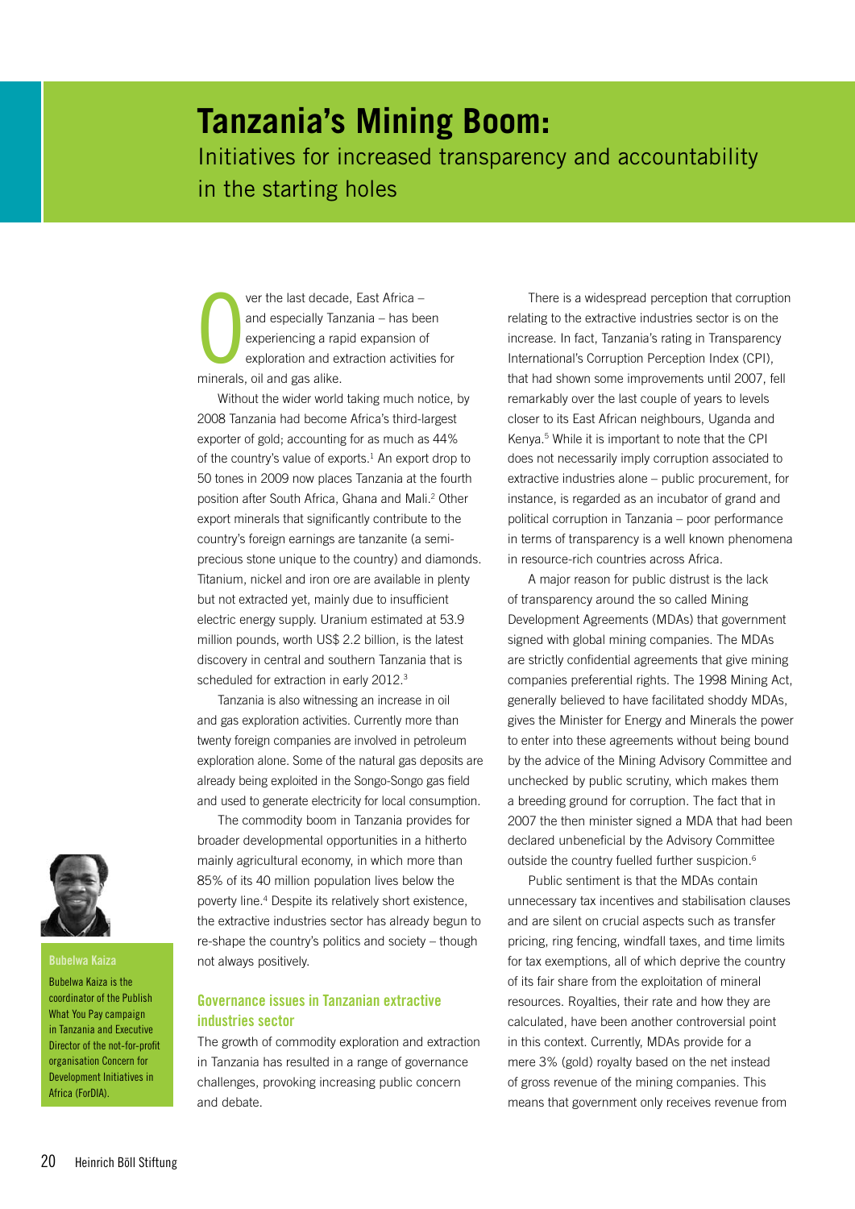# Tanzania's Mining Boom:

Initiatives for increased transparency and accountability in the starting holes

Over the last decade, East Africa – and especially Tanzania – has been experiencing a rapid expansion of exploration and extraction activities for minerals, oil and gas alike.

Without the wider world taking much notice, by 2008 Tanzania had become Africa's third-largest exporter of gold; accounting for as much as 44% of the country's value of exports.[1] An export drop to 50 tones in 2009 now places Tanzania at the fourth position after South Africa, Ghana and Mali.[2] Other export minerals that significantly contribute to the country's foreign earnings are tanzanite (a semi-precious stone unique to the country) and diamonds. Titanium, nickel and iron ore are available in plenty but not extracted yet, mainly due to insufficient electric energy supply. Uranium estimated at 53.9 million pounds, worth US$ 2.2 billion, is the latest discovery in central and southern Tanzania that is scheduled for extraction in early 2012.[3]

Tanzania is also witnessing an increase in oil and gas exploration activities. Currently more than twenty foreign companies are involved in petroleum exploration alone. Some of the natural gas deposits are already being exploited in the Songo-Songo gas field and used to generate electricity for local consumption.

The commodity boom in Tanzania provides for broader developmental opportunities in a hitherto mainly agricultural economy, in which more than 85% of its 40 million population lives below the poverty line.[4] Despite its relatively short existence, the extractive industries sector has already begun to re-shape the country's politics and society – though not always positively.

**Bubelwa Kaiza**

Bubelwa Kaiza is the coordinator of the Publish What You Pay campaign in Tanzania and Executive Director of the not-for-profit organisation Concern for Development Initiatives in Africa (ForDIA).

## Governance issues in Tanzanian extractive industries sector

The growth of commodity exploration and extraction in Tanzania has resulted in a range of governance challenges, provoking increasing public concern and debate.

There is a widespread perception that corruption relating to the extractive industries sector is on the increase. In fact, Tanzania's rating in Transparency International's Corruption Perception Index (CPI), that had shown some improvements until 2007, fell remarkably over the last couple of years to levels closer to its East African neighbours, Uganda and Kenya.[5] While it is important to note that the CPI does not necessarily imply corruption associated to extractive industries alone – public procurement, for instance, is regarded as an incubator of grand and political corruption in Tanzania – poor performance in terms of transparency is a well known phenomena in resource-rich countries across Africa.

A major reason for public distrust is the lack of transparency around the so called Mining Development Agreements (MDAs) that government signed with global mining companies. The MDAs are strictly confidential agreements that give mining companies preferential rights. The 1998 Mining Act, generally believed to have facilitated shoddy MDAs, gives the Minister for Energy and Minerals the power to enter into these agreements without being bound by the advice of the Mining Advisory Committee and unchecked by public scrutiny, which makes them a breeding ground for corruption. The fact that in 2007 the then minister signed a MDA that had been declared unbeneficial by the Advisory Committee outside the country fuelled further suspicion.[6]

Public sentiment is that the MDAs contain unnecessary tax incentives and stabilisation clauses and are silent on crucial aspects such as transfer pricing, ring fencing, windfall taxes, and time limits for tax exemptions, all of which deprive the country of its fair share from the exploitation of mineral resources. Royalties, their rate and how they are calculated, have been another controversial point in this context. Currently, MDAs provide for a mere 3% (gold) royalty based on the net instead of gross revenue of the mining companies. This means that government only receives revenue from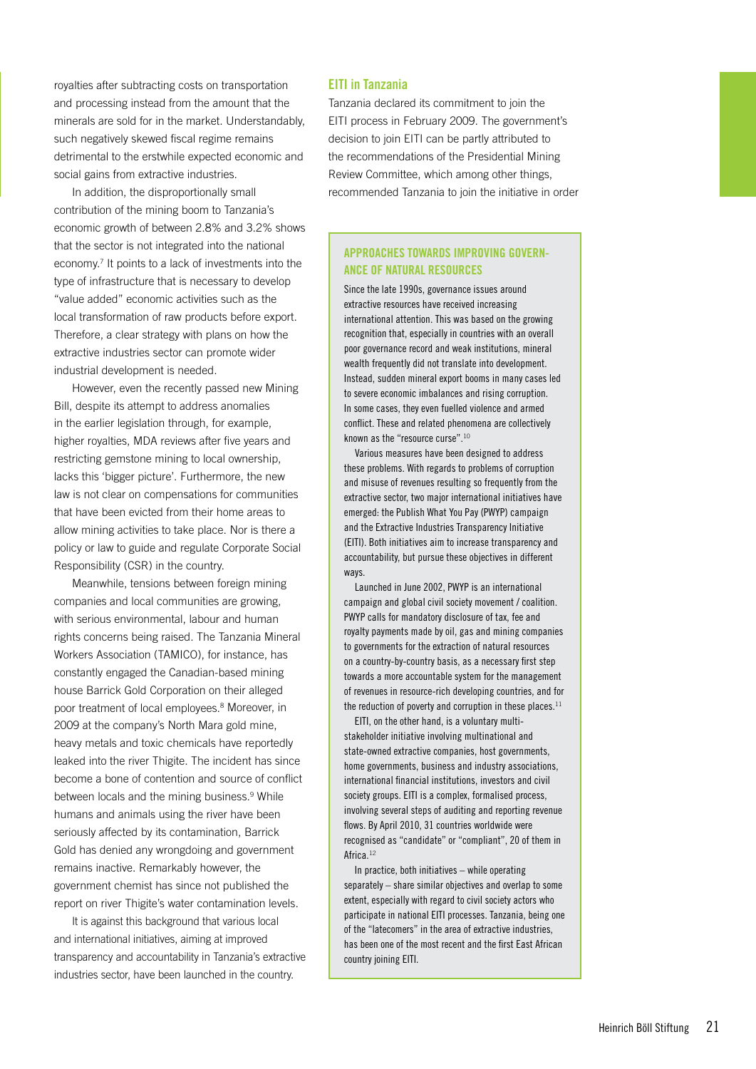royalties after subtracting costs on transportation and processing instead from the amount that the minerals are sold for in the market. Understandably, such negatively skewed fiscal regime remains detrimental to the erstwhile expected economic and social gains from extractive industries.

In addition, the disproportionally small contribution of the mining boom to Tanzania's economic growth of between 2.8% and 3.2% shows that the sector is not integrated into the national economy.[7] It points to a lack of investments into the type of infrastructure that is necessary to develop "value added" economic activities such as the local transformation of raw products before export. Therefore, a clear strategy with plans on how the extractive industries sector can promote wider industrial development is needed.

However, even the recently passed new Mining Bill, despite its attempt to address anomalies in the earlier legislation through, for example, higher royalties, MDA reviews after five years and restricting gemstone mining to local ownership, lacks this 'bigger picture'. Furthermore, the new law is not clear on compensations for communities that have been evicted from their home areas to allow mining activities to take place. Nor is there a policy or law to guide and regulate Corporate Social Responsibility (CSR) in the country.

Meanwhile, tensions between foreign mining companies and local communities are growing, with serious environmental, labour and human rights concerns being raised. The Tanzania Mineral Workers Association (TAMICO), for instance, has constantly engaged the Canadian-based mining house Barrick Gold Corporation on their alleged poor treatment of local employees.[8] Moreover, in 2009 at the company's North Mara gold mine, heavy metals and toxic chemicals have reportedly leaked into the river Thigite. The incident has since become a bone of contention and source of conflict between locals and the mining business.[9] While humans and animals using the river have been seriously affected by its contamination, Barrick Gold has denied any wrongdoing and government remains inactive. Remarkably however, the government chemist has since not published the report on river Thigite's water contamination levels.

It is against this background that various local and international initiatives, aiming at improved transparency and accountability in Tanzania's extractive industries sector, have been launched in the country.

## EITI in Tanzania

Tanzania declared its commitment to join the EITI process in February 2009. The government's decision to join EITI can be partly attributed to the recommendations of the Presidential Mining Review Committee, which among other things, recommended Tanzania to join the initiative in order

### APPROACHES TOWARDS IMPROVING GOVERNANCE OF NATURAL RESOURCES

Since the late 1990s, governance issues around extractive resources have received increasing international attention. This was based on the growing recognition that, especially in countries with an overall poor governance record and weak institutions, mineral wealth frequently did not translate into development. Instead, sudden mineral export booms in many cases led to severe economic imbalances and rising corruption. In some cases, they even fuelled violence and armed conflict. These and related phenomena are collectively known as the "resource curse".[10]

Various measures have been designed to address these problems. With regards to problems of corruption and misuse of revenues resulting so frequently from the extractive sector, two major international initiatives have emerged: the Publish What You Pay (PWYP) campaign and the Extractive Industries Transparency Initiative (EITI). Both initiatives aim to increase transparency and accountability, but pursue these objectives in different ways.

Launched in June 2002, PWYP is an international campaign and global civil society movement / coalition. PWYP calls for mandatory disclosure of tax, fee and royalty payments made by oil, gas and mining companies to governments for the extraction of natural resources on a country-by-country basis, as a necessary first step towards a more accountable system for the management of revenues in resource-rich developing countries, and for the reduction of poverty and corruption in these places.[11]

EITI, on the other hand, is a voluntary multi-stakeholder initiative involving multinational and state-owned extractive companies, host governments, home governments, business and industry associations, international financial institutions, investors and civil society groups. EITI is a complex, formalised process, involving several steps of auditing and reporting revenue flows. By April 2010, 31 countries worldwide were recognised as "candidate" or "compliant", 20 of them in Africa.[12]

In practice, both initiatives – while operating separately – share similar objectives and overlap to some extent, especially with regard to civil society actors who participate in national EITI processes. Tanzania, being one of the "latecomers" in the area of extractive industries, has been one of the most recent and the first East African country joining EITI.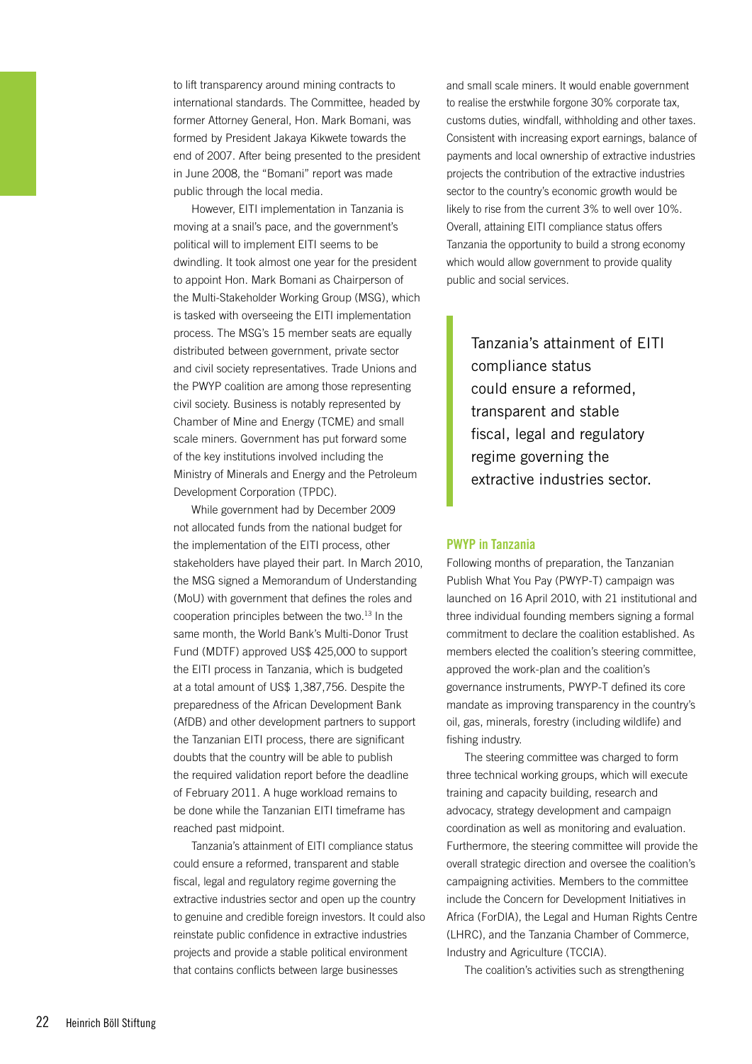to lift transparency around mining contracts to international standards. The Committee, headed by former Attorney General, Hon. Mark Bomani, was formed by President Jakaya Kikwete towards the end of 2007. After being presented to the president in June 2008, the "Bomani" report was made public through the local media.

However, EITI implementation in Tanzania is moving at a snail's pace, and the government's political will to implement EITI seems to be dwindling. It took almost one year for the president to appoint Hon. Mark Bomani as Chairperson of the Multi-Stakeholder Working Group (MSG), which is tasked with overseeing the EITI implementation process. The MSG's 15 member seats are equally distributed between government, private sector and civil society representatives. Trade Unions and the PWYP coalition are among those representing civil society. Business is notably represented by Chamber of Mine and Energy (TCME) and small scale miners. Government has put forward some of the key institutions involved including the Ministry of Minerals and Energy and the Petroleum Development Corporation (TPDC).

While government had by December 2009 not allocated funds from the national budget for the implementation of the EITI process, other stakeholders have played their part. In March 2010, the MSG signed a Memorandum of Understanding (MoU) with government that defines the roles and cooperation principles between the two.[13] In the same month, the World Bank's Multi-Donor Trust Fund (MDTF) approved US$ 425,000 to support the EITI process in Tanzania, which is budgeted at a total amount of US$ 1,387,756. Despite the preparedness of the African Development Bank (AfDB) and other development partners to support the Tanzanian EITI process, there are significant doubts that the country will be able to publish the required validation report before the deadline of February 2011. A huge workload remains to be done while the Tanzanian EITI timeframe has reached past midpoint.

Tanzania's attainment of EITI compliance status could ensure a reformed, transparent and stable fiscal, legal and regulatory regime governing the extractive industries sector and open up the country to genuine and credible foreign investors. It could also reinstate public confidence in extractive industries projects and provide a stable political environment that contains conflicts between large businesses and small scale miners. It would enable government to realise the erstwhile forgone 30% corporate tax, customs duties, windfall, withholding and other taxes. Consistent with increasing export earnings, balance of payments and local ownership of extractive industries projects the contribution of the extractive industries sector to the country's economic growth would be likely to rise from the current 3% to well over 10%. Overall, attaining EITI compliance status offers Tanzania the opportunity to build a strong economy which would allow government to provide quality public and social services.

> Tanzania's attainment of EITI compliance status could ensure a reformed, transparent and stable fiscal, legal and regulatory regime governing the extractive industries sector.

### PWYP in Tanzania

Following months of preparation, the Tanzanian Publish What You Pay (PWYP-T) campaign was launched on 16 April 2010, with 21 institutional and three individual founding members signing a formal commitment to declare the coalition established. As members elected the coalition's steering committee, approved the work-plan and the coalition's governance instruments, PWYP-T defined its core mandate as improving transparency in the country's oil, gas, minerals, forestry (including wildlife) and fishing industry.

The steering committee was charged to form three technical working groups, which will execute training and capacity building, research and advocacy, strategy development and campaign coordination as well as monitoring and evaluation. Furthermore, the steering committee will provide the overall strategic direction and oversee the coalition's campaigning activities. Members to the committee include the Concern for Development Initiatives in Africa (ForDIA), the Legal and Human Rights Centre (LHRC), and the Tanzania Chamber of Commerce, Industry and Agriculture (TCCIA).

The coalition's activities such as strengthening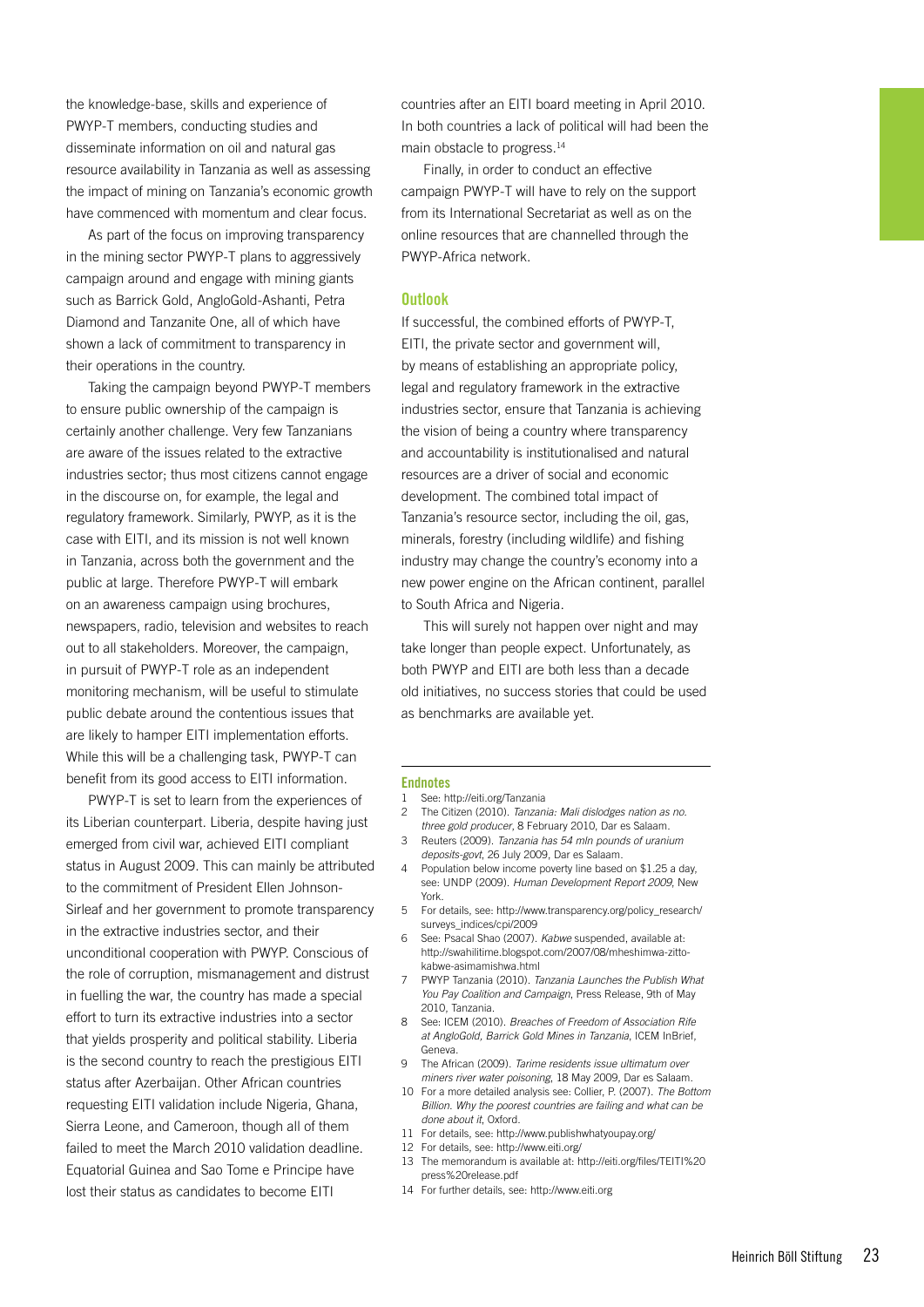the knowledge-base, skills and experience of PWYP-T members, conducting studies and disseminate information on oil and natural gas resource availability in Tanzania as well as assessing the impact of mining on Tanzania's economic growth have commenced with momentum and clear focus.

As part of the focus on improving transparency in the mining sector PWYP-T plans to aggressively campaign around and engage with mining giants such as Barrick Gold, AngloGold-Ashanti, Petra Diamond and Tanzanite One, all of which have shown a lack of commitment to transparency in their operations in the country.

Taking the campaign beyond PWYP-T members to ensure public ownership of the campaign is certainly another challenge. Very few Tanzanians are aware of the issues related to the extractive industries sector; thus most citizens cannot engage in the discourse on, for example, the legal and regulatory framework. Similarly, PWYP, as it is the case with EITI, and its mission is not well known in Tanzania, across both the government and the public at large. Therefore PWYP-T will embark on an awareness campaign using brochures, newspapers, radio, television and websites to reach out to all stakeholders. Moreover, the campaign, in pursuit of PWYP-T role as an independent monitoring mechanism, will be useful to stimulate public debate around the contentious issues that are likely to hamper EITI implementation efforts. While this will be a challenging task, PWYP-T can benefit from its good access to EITI information.

PWYP-T is set to learn from the experiences of its Liberian counterpart. Liberia, despite having just emerged from civil war, achieved EITI compliant status in August 2009. This can mainly be attributed to the commitment of President Ellen Johnson-Sirleaf and her government to promote transparency in the extractive industries sector, and their unconditional cooperation with PWYP. Conscious of the role of corruption, mismanagement and distrust in fuelling the war, the country has made a special effort to turn its extractive industries into a sector that yields prosperity and political stability. Liberia is the second country to reach the prestigious EITI status after Azerbaijan. Other African countries requesting EITI validation include Nigeria, Ghana, Sierra Leone, and Cameroon, though all of them failed to meet the March 2010 validation deadline. Equatorial Guinea and Sao Tome e Principe have lost their status as candidates to become EITI countries after an EITI board meeting in April 2010. In both countries a lack of political will had been the main obstacle to progress.[14]

Finally, in order to conduct an effective campaign PWYP-T will have to rely on the support from its International Secretariat as well as on the online resources that are channelled through the PWYP-Africa network.

## Outlook

If successful, the combined efforts of PWYP-T, EITI, the private sector and government will, by means of establishing an appropriate policy, legal and regulatory framework in the extractive industries sector, ensure that Tanzania is achieving the vision of being a country where transparency and accountability is institutionalised and natural resources are a driver of social and economic development. The combined total impact of Tanzania's resource sector, including the oil, gas, minerals, forestry (including wildlife) and fishing industry may change the country's economy into a new power engine on the African continent, parallel to South Africa and Nigeria.

This will surely not happen over night and may take longer than people expect. Unfortunately, as both PWYP and EITI are both less than a decade old initiatives, no success stories that could be used as benchmarks are available yet.

### Endnotes

1. See: http://eiti.org/Tanzania
2. The Citizen (2010). *Tanzania: Mali dislodges nation as no. three gold producer*, 8 February 2010, Dar es Salaam.
3. Reuters (2009). *Tanzania has 54 mln pounds of uranium deposits-govt*, 26 July 2009, Dar es Salaam.
4. Population below income poverty line based on $1.25 a day, see: UNDP (2009). *Human Development Report 2009*, New York.
5. For details, see: http://www.transparency.org/policy_research/surveys_indices/cpi/2009
6. See: Psacal Shao (2007). *Kabwe* suspended, available at: http://swahilitime.blogspot.com/2007/08/mheshimwa-zitto-kabwe-asimamishwa.html
7. PWYP Tanzania (2010). *Tanzania Launches the Publish What You Pay Coalition and Campaign*, Press Release, 9th of May 2010, Tanzania.
8. See: ICEM (2010). *Breaches of Freedom of Association Rife at AngloGold, Barrick Gold Mines in Tanzania*, ICEM InBrief, Geneva.
9. The African (2009). *Tarime residents issue ultimatum over miners river water poisoning*, 18 May 2009, Dar es Salaam.
10. For a more detailed analysis see: Collier, P. (2007). *The Bottom Billion. Why the poorest countries are failing and what can be done about it*, Oxford.
11. For details, see: http://www.publishwhatyoupay.org/
12. For details, see: http://www.eiti.org/
13. The memorandum is available at: http://eiti.org/files/TEITI%20press%20release.pdf
14. For further details, see: http://www.eiti.org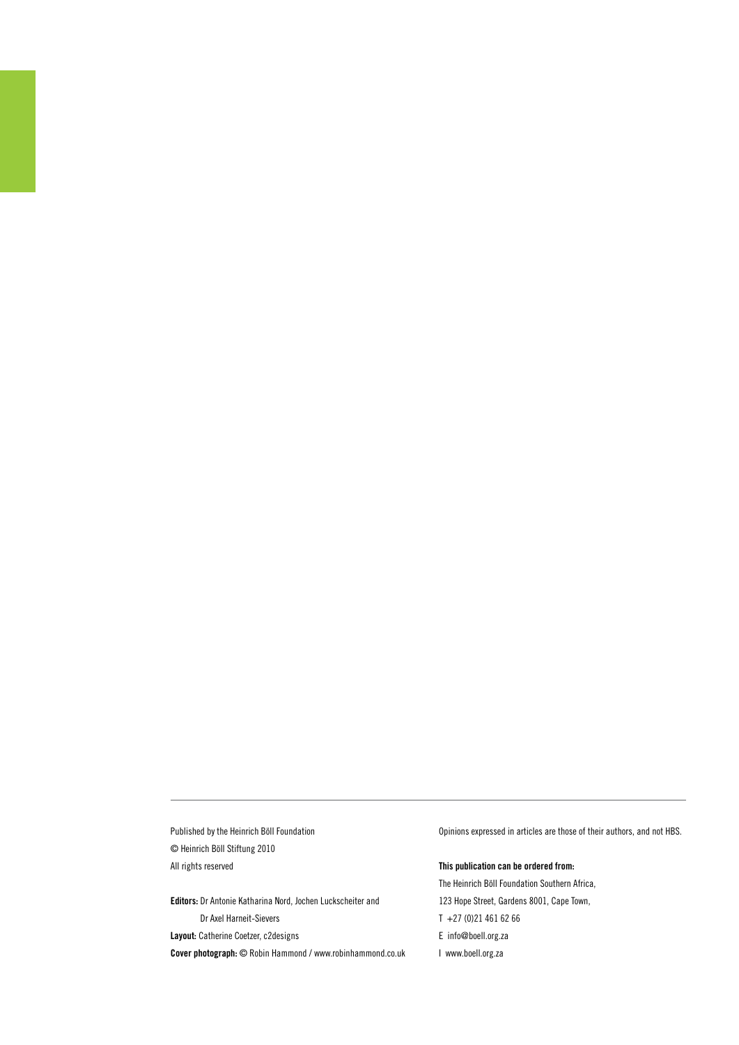Published by the Heinrich Böll Foundation
© Heinrich Böll Stiftung 2010
All rights reserved

**Editors:** Dr Antonie Katharina Nord, Jochen Luckscheiter and Dr Axel Harneit-Sievers
**Layout:** Catherine Coetzer, c2designs
**Cover photograph:** © Robin Hammond / www.robinhammond.co.uk

Opinions expressed in articles are those of their authors, and not HBS.

**This publication can be ordered from:**
The Heinrich Böll Foundation Southern Africa,
123 Hope Street, Gardens 8001, Cape Town,
T +27 (0)21 461 62 66
E info@boell.org.za
I www.boell.org.za